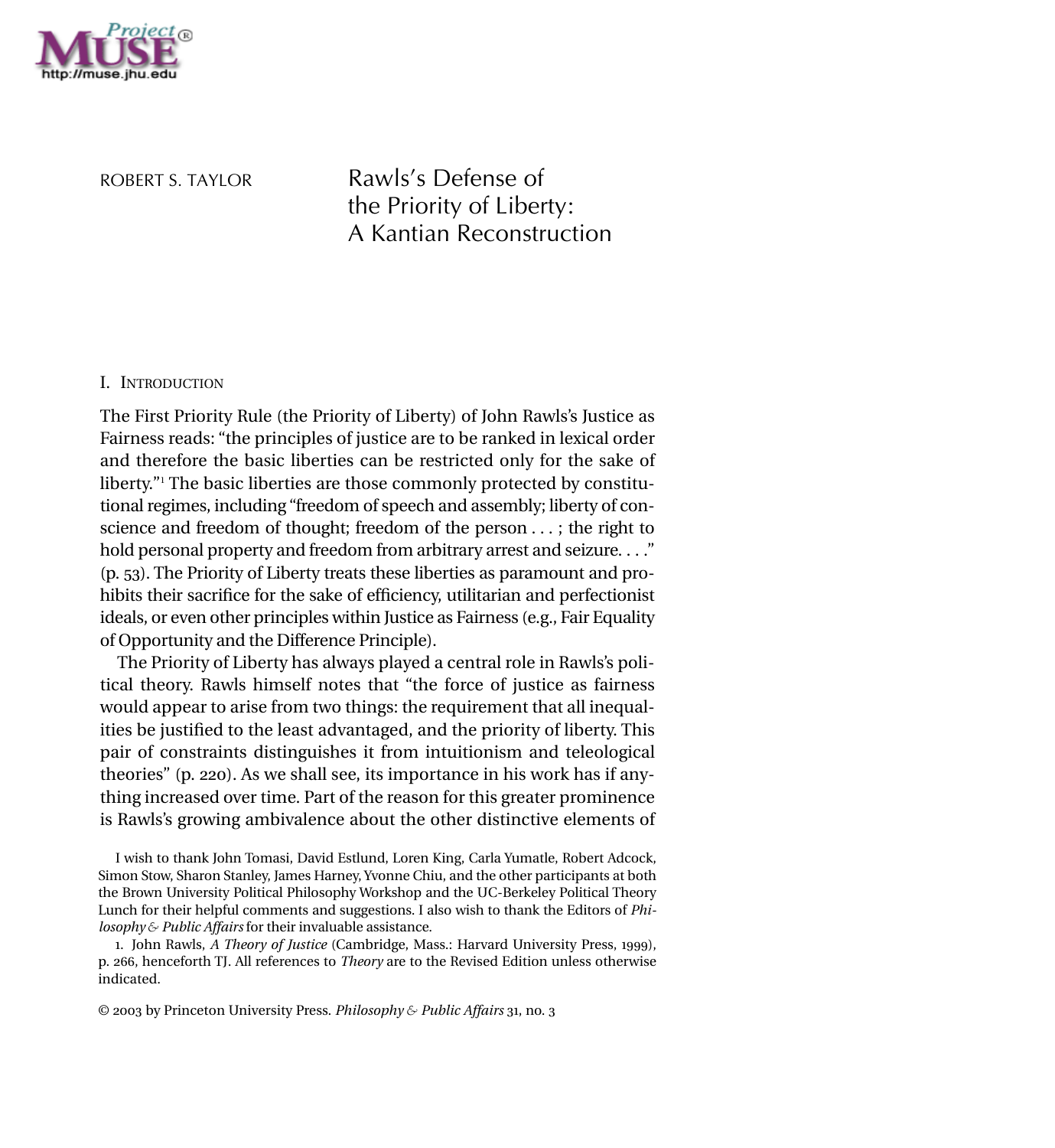ROBERT S. TAYLOR

# Rawls's Defense of the Priority of Liberty: A Kantian Reconstruction

## I. Introduction

The First Priority Rule (the Priority of Liberty) of John Rawls's Justice as Fairness reads: "the principles of justice are to be ranked in lexical order and therefore the basic liberties can be restricted only for the sake of liberty."[1] The basic liberties are those commonly protected by constitutional regimes, including "freedom of speech and assembly; liberty of conscience and freedom of thought; freedom of the person . . . ; the right to hold personal property and freedom from arbitrary arrest and seizure. . . ." (p. 53). The Priority of Liberty treats these liberties as paramount and prohibits their sacrifice for the sake of efficiency, utilitarian and perfectionist ideals, or even other principles within Justice as Fairness (e.g., Fair Equality of Opportunity and the Difference Principle).

The Priority of Liberty has always played a central role in Rawls's political theory. Rawls himself notes that "the force of justice as fairness would appear to arise from two things: the requirement that all inequalities be justified to the least advantaged, and the priority of liberty. This pair of constraints distinguishes it from intuitionism and teleological theories" (p. 220). As we shall see, its importance in his work has if anything increased over time. Part of the reason for this greater prominence is Rawls's growing ambivalence about the other distinctive elements of

I wish to thank John Tomasi, David Estlund, Loren King, Carla Yumatle, Robert Adcock, Simon Stow, Sharon Stanley, James Harney, Yvonne Chiu, and the other participants at both the Brown University Political Philosophy Workshop and the UC-Berkeley Political Theory Lunch for their helpful comments and suggestions. I also wish to thank the Editors of *Philosophy & Public Affairs* for their invaluable assistance.

1. John Rawls, *A Theory of Justice* (Cambridge, Mass.: Harvard University Press, 1999), p. 266, henceforth TJ. All references to *Theory* are to the Revised Edition unless otherwise indicated.

© 2003 by Princeton University Press. *Philosophy & Public Affairs* 31, no. 3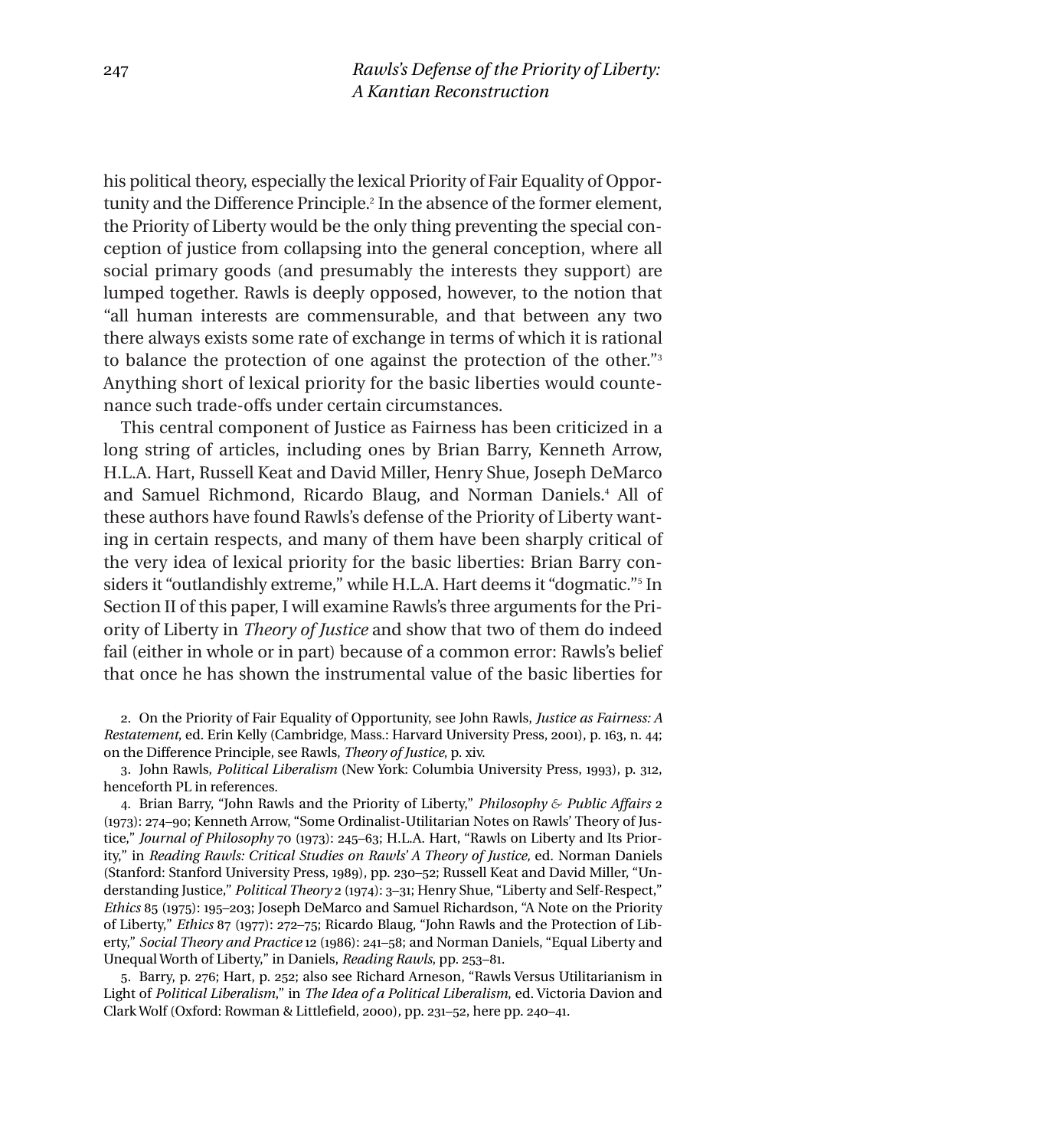his political theory, especially the lexical Priority of Fair Equality of Opportunity and the Difference Principle.[2] In the absence of the former element, the Priority of Liberty would be the only thing preventing the special conception of justice from collapsing into the general conception, where all social primary goods (and presumably the interests they support) are lumped together. Rawls is deeply opposed, however, to the notion that "all human interests are commensurable, and that between any two there always exists some rate of exchange in terms of which it is rational to balance the protection of one against the protection of the other."[3] Anything short of lexical priority for the basic liberties would countenance such trade-offs under certain circumstances.

This central component of Justice as Fairness has been criticized in a long string of articles, including ones by Brian Barry, Kenneth Arrow, H.L.A. Hart, Russell Keat and David Miller, Henry Shue, Joseph DeMarco and Samuel Richmond, Ricardo Blaug, and Norman Daniels.[4] All of these authors have found Rawls's defense of the Priority of Liberty wanting in certain respects, and many of them have been sharply critical of the very idea of lexical priority for the basic liberties: Brian Barry considers it "outlandishly extreme," while H.L.A. Hart deems it "dogmatic."[5] In Section II of this paper, I will examine Rawls's three arguments for the Priority of Liberty in *Theory of Justice* and show that two of them do indeed fail (either in whole or in part) because of a common error: Rawls's belief that once he has shown the instrumental value of the basic liberties for

2. On the Priority of Fair Equality of Opportunity, see John Rawls, *Justice as Fairness: A Restatement*, ed. Erin Kelly (Cambridge, Mass.: Harvard University Press, 2001), p. 163, n. 44; on the Difference Principle, see Rawls, *Theory of Justice*, p. xiv.

3. John Rawls, *Political Liberalism* (New York: Columbia University Press, 1993), p. 312, henceforth PL in references.

4. Brian Barry, "John Rawls and the Priority of Liberty," *Philosophy & Public Affairs* 2 (1973): 274–90; Kenneth Arrow, "Some Ordinalist-Utilitarian Notes on Rawls' Theory of Justice," *Journal of Philosophy* 70 (1973): 245–63; H.L.A. Hart, "Rawls on Liberty and Its Priority," in *Reading Rawls: Critical Studies on Rawls' A Theory of Justice,* ed. Norman Daniels (Stanford: Stanford University Press, 1989), pp. 230–52; Russell Keat and David Miller, "Understanding Justice," *Political Theory* 2 (1974): 3–31; Henry Shue, "Liberty and Self-Respect," *Ethics* 85 (1975): 195–203; Joseph DeMarco and Samuel Richardson, "A Note on the Priority of Liberty," *Ethics* 87 (1977): 272–75; Ricardo Blaug, "John Rawls and the Protection of Liberty," *Social Theory and Practice* 12 (1986): 241–58; and Norman Daniels, "Equal Liberty and Unequal Worth of Liberty," in Daniels, *Reading Rawls*, pp. 253–81.

5. Barry, p. 276; Hart, p. 252; also see Richard Arneson, "Rawls Versus Utilitarianism in Light of *Political Liberalism*," in *The Idea of a Political Liberalism*, ed. Victoria Davion and Clark Wolf (Oxford: Rowman & Littlefield, 2000), pp. 231–52, here pp. 240–41.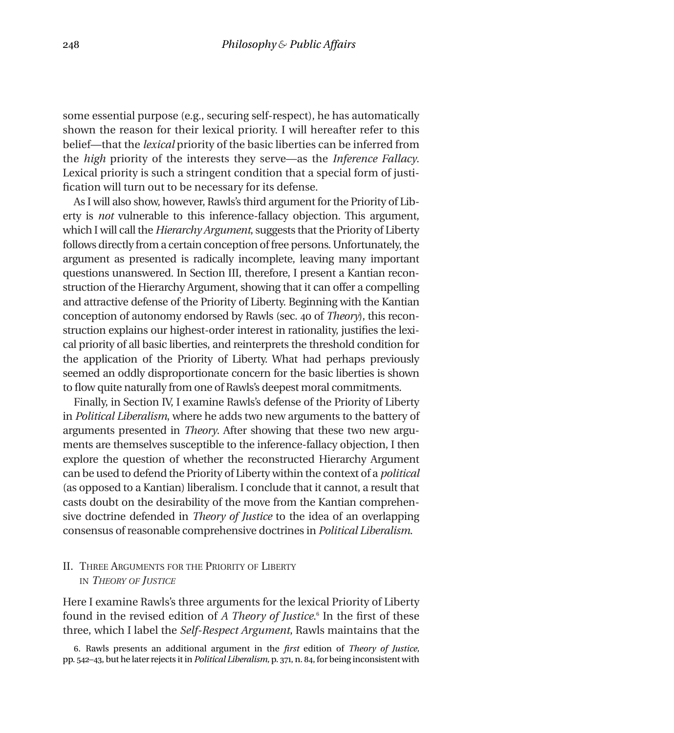some essential purpose (e.g., securing self-respect), he has automatically shown the reason for their lexical priority. I will hereafter refer to this belief—that the *lexical* priority of the basic liberties can be inferred from the *high* priority of the interests they serve—as the *Inference Fallacy*. Lexical priority is such a stringent condition that a special form of justification will turn out to be necessary for its defense.

As I will also show, however, Rawls's third argument for the Priority of Liberty is *not* vulnerable to this inference-fallacy objection. This argument, which I will call the *Hierarchy Argument*, suggests that the Priority of Liberty follows directly from a certain conception of free persons. Unfortunately, the argument as presented is radically incomplete, leaving many important questions unanswered. In Section III, therefore, I present a Kantian reconstruction of the Hierarchy Argument, showing that it can offer a compelling and attractive defense of the Priority of Liberty. Beginning with the Kantian conception of autonomy endorsed by Rawls (sec. 40 of *Theory*), this reconstruction explains our highest-order interest in rationality, justifies the lexical priority of all basic liberties, and reinterprets the threshold condition for the application of the Priority of Liberty. What had perhaps previously seemed an oddly disproportionate concern for the basic liberties is shown to flow quite naturally from one of Rawls's deepest moral commitments.

Finally, in Section IV, I examine Rawls's defense of the Priority of Liberty in *Political Liberalism*, where he adds two new arguments to the battery of arguments presented in *Theory*. After showing that these two new arguments are themselves susceptible to the inference-fallacy objection, I then explore the question of whether the reconstructed Hierarchy Argument can be used to defend the Priority of Liberty within the context of a *political* (as opposed to a Kantian) liberalism. I conclude that it cannot, a result that casts doubt on the desirability of the move from the Kantian comprehensive doctrine defended in *Theory of Justice* to the idea of an overlapping consensus of reasonable comprehensive doctrines in *Political Liberalism*.

## II. Three Arguments for the Priority of Liberty in *Theory of Justice*

Here I examine Rawls's three arguments for the lexical Priority of Liberty found in the revised edition of *A Theory of Justice*.[6] In the first of these three, which I label the *Self-Respect Argument*, Rawls maintains that the

6. Rawls presents an additional argument in the *first* edition of *Theory of Justice*, pp. 542–43, but he later rejects it in *Political Liberalism*, p. 371, n. 84, for being inconsistent with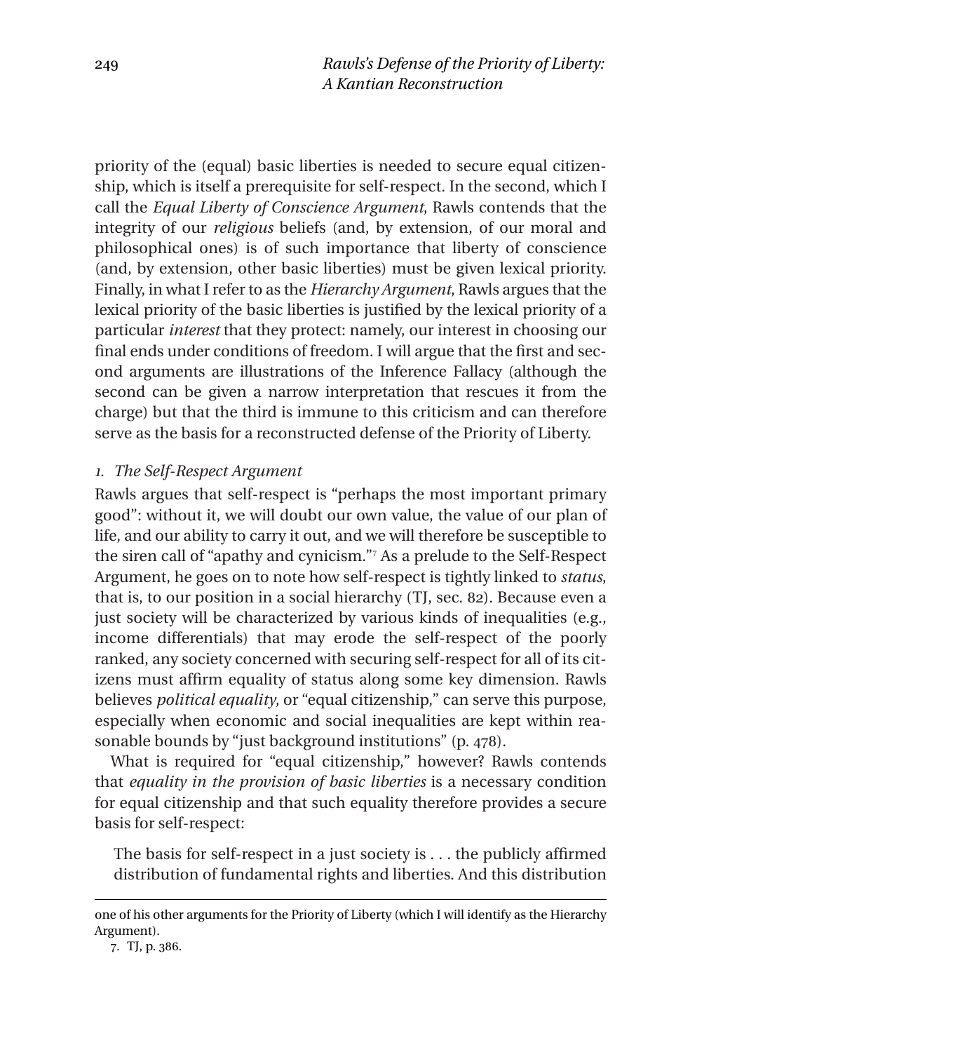priority of the (equal) basic liberties is needed to secure equal citizenship, which is itself a prerequisite for self-respect. In the second, which I call the *Equal Liberty of Conscience Argument*, Rawls contends that the integrity of our *religious* beliefs (and, by extension, of our moral and philosophical ones) is of such importance that liberty of conscience (and, by extension, other basic liberties) must be given lexical priority. Finally, in what I refer to as the *Hierarchy Argument*, Rawls argues that the lexical priority of the basic liberties is justified by the lexical priority of a particular *interest* that they protect: namely, our interest in choosing our final ends under conditions of freedom. I will argue that the first and second arguments are illustrations of the Inference Fallacy (although the second can be given a narrow interpretation that rescues it from the charge) but that the third is immune to this criticism and can therefore serve as the basis for a reconstructed defense of the Priority of Liberty.

### *1. The Self-Respect Argument*

Rawls argues that self-respect is "perhaps the most important primary good": without it, we will doubt our own value, the value of our plan of life, and our ability to carry it out, and we will therefore be susceptible to the siren call of "apathy and cynicism."[7] As a prelude to the Self-Respect Argument, he goes on to note how self-respect is tightly linked to *status*, that is, to our position in a social hierarchy (TJ, sec. 82). Because even a just society will be characterized by various kinds of inequalities (e.g., income differentials) that may erode the self-respect of the poorly ranked, any society concerned with securing self-respect for all of its citizens must affirm equality of status along some key dimension. Rawls believes *political equality*, or "equal citizenship," can serve this purpose, especially when economic and social inequalities are kept within reasonable bounds by "just background institutions" (p. 478).

What is required for "equal citizenship," however? Rawls contends that *equality in the provision of basic liberties* is a necessary condition for equal citizenship and that such equality therefore provides a secure basis for self-respect:

> The basis for self-respect in a just society is . . . the publicly affirmed distribution of fundamental rights and liberties. And this distribution

---

one of his other arguments for the Priority of Liberty (which I will identify as the Hierarchy Argument).

7. TJ, p. 386.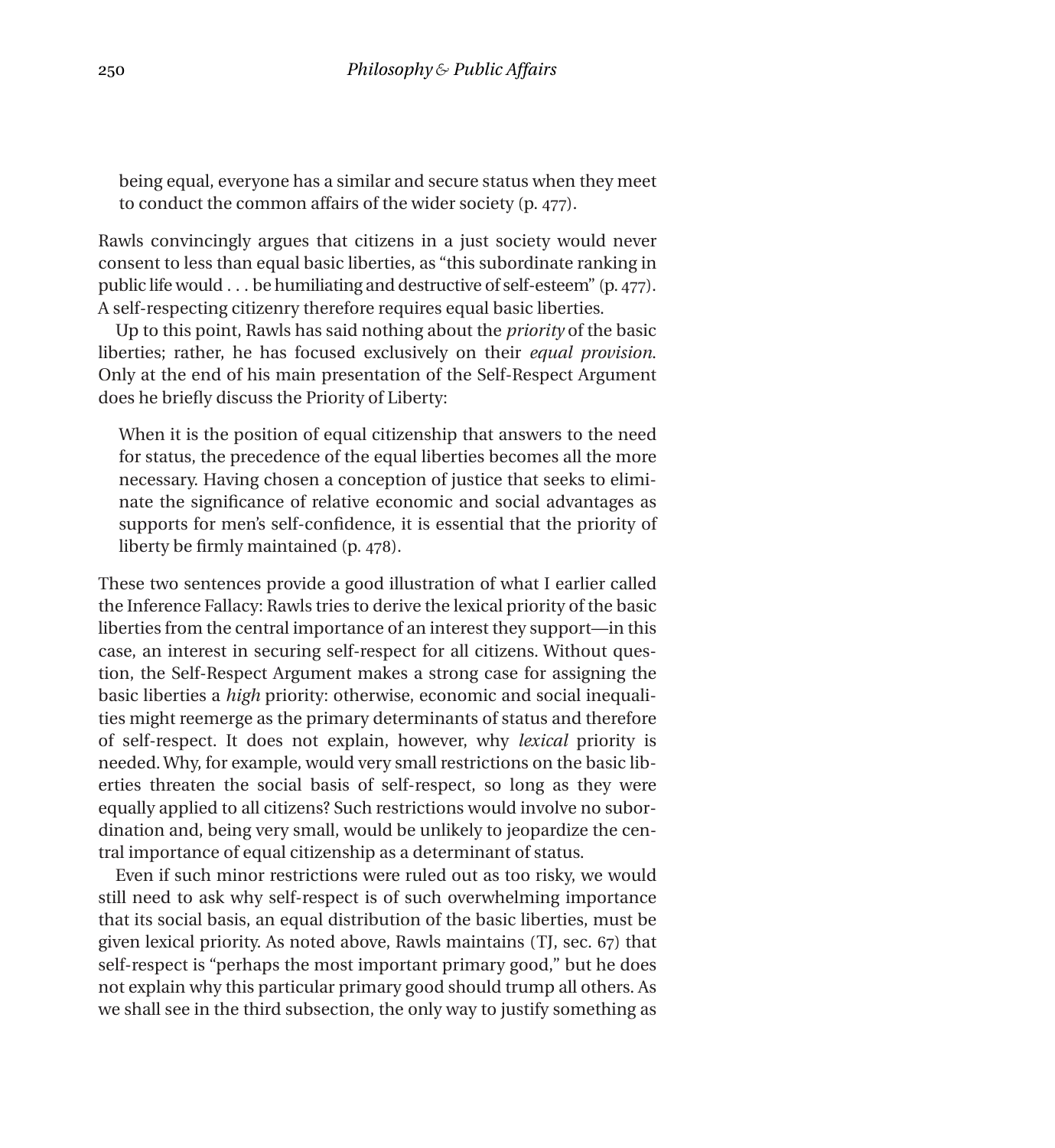> being equal, everyone has a similar and secure status when they meet to conduct the common affairs of the wider society (p. 477).

Rawls convincingly argues that citizens in a just society would never consent to less than equal basic liberties, as "this subordinate ranking in public life would . . . be humiliating and destructive of self-esteem" (p. 477). A self-respecting citizenry therefore requires equal basic liberties.

Up to this point, Rawls has said nothing about the *priority* of the basic liberties; rather, he has focused exclusively on their *equal provision*. Only at the end of his main presentation of the Self-Respect Argument does he briefly discuss the Priority of Liberty:

> When it is the position of equal citizenship that answers to the need for status, the precedence of the equal liberties becomes all the more necessary. Having chosen a conception of justice that seeks to eliminate the significance of relative economic and social advantages as supports for men's self-confidence, it is essential that the priority of liberty be firmly maintained (p. 478).

These two sentences provide a good illustration of what I earlier called the Inference Fallacy: Rawls tries to derive the lexical priority of the basic liberties from the central importance of an interest they support—in this case, an interest in securing self-respect for all citizens. Without question, the Self-Respect Argument makes a strong case for assigning the basic liberties a *high* priority: otherwise, economic and social inequalities might reemerge as the primary determinants of status and therefore of self-respect. It does not explain, however, why *lexical* priority is needed. Why, for example, would very small restrictions on the basic liberties threaten the social basis of self-respect, so long as they were equally applied to all citizens? Such restrictions would involve no subordination and, being very small, would be unlikely to jeopardize the central importance of equal citizenship as a determinant of status.

Even if such minor restrictions were ruled out as too risky, we would still need to ask why self-respect is of such overwhelming importance that its social basis, an equal distribution of the basic liberties, must be given lexical priority. As noted above, Rawls maintains (TJ, sec. 67) that self-respect is "perhaps the most important primary good," but he does not explain why this particular primary good should trump all others. As we shall see in the third subsection, the only way to justify something as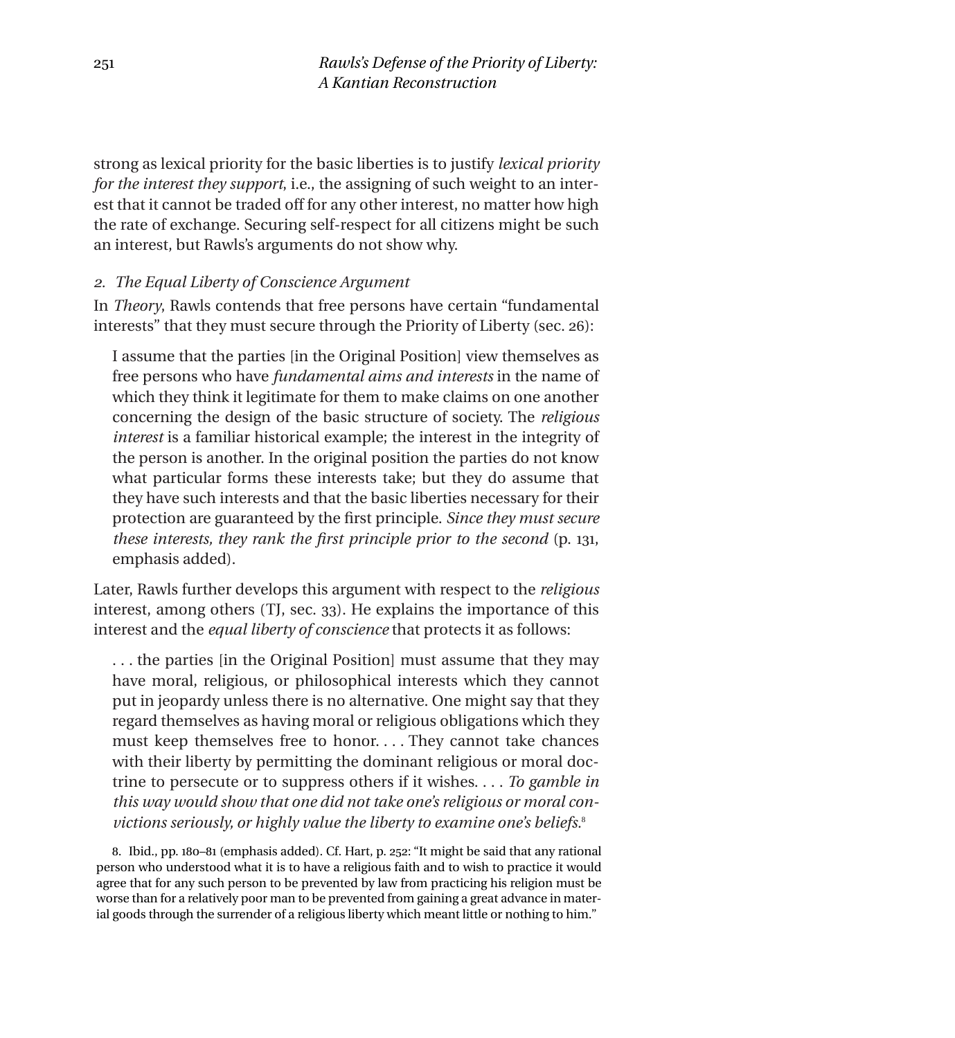strong as lexical priority for the basic liberties is to justify *lexical priority for the interest they support*, i.e., the assigning of such weight to an interest that it cannot be traded off for any other interest, no matter how high the rate of exchange. Securing self-respect for all citizens might be such an interest, but Rawls's arguments do not show why.

### *2. The Equal Liberty of Conscience Argument*

In *Theory*, Rawls contends that free persons have certain "fundamental interests" that they must secure through the Priority of Liberty (sec. 26):

> I assume that the parties [in the Original Position] view themselves as free persons who have *fundamental aims and interests* in the name of which they think it legitimate for them to make claims on one another concerning the design of the basic structure of society. The *religious interest* is a familiar historical example; the interest in the integrity of the person is another. In the original position the parties do not know what particular forms these interests take; but they do assume that they have such interests and that the basic liberties necessary for their protection are guaranteed by the first principle. *Since they must secure these interests, they rank the first principle prior to the second* (p. 131, emphasis added).

Later, Rawls further develops this argument with respect to the *religious* interest, among others (TJ, sec. 33). He explains the importance of this interest and the *equal liberty of conscience* that protects it as follows:

> . . . the parties [in the Original Position] must assume that they may have moral, religious, or philosophical interests which they cannot put in jeopardy unless there is no alternative. One might say that they regard themselves as having moral or religious obligations which they must keep themselves free to honor. . . . They cannot take chances with their liberty by permitting the dominant religious or moral doctrine to persecute or to suppress others if it wishes. . . . *To gamble in this way would show that one did not take one's religious or moral convictions seriously, or highly value the liberty to examine one's beliefs.*[8]

8. Ibid., pp. 180–81 (emphasis added). Cf. Hart, p. 252: "It might be said that any rational person who understood what it is to have a religious faith and to wish to practice it would agree that for any such person to be prevented by law from practicing his religion must be worse than for a relatively poor man to be prevented from gaining a great advance in material goods through the surrender of a religious liberty which meant little or nothing to him."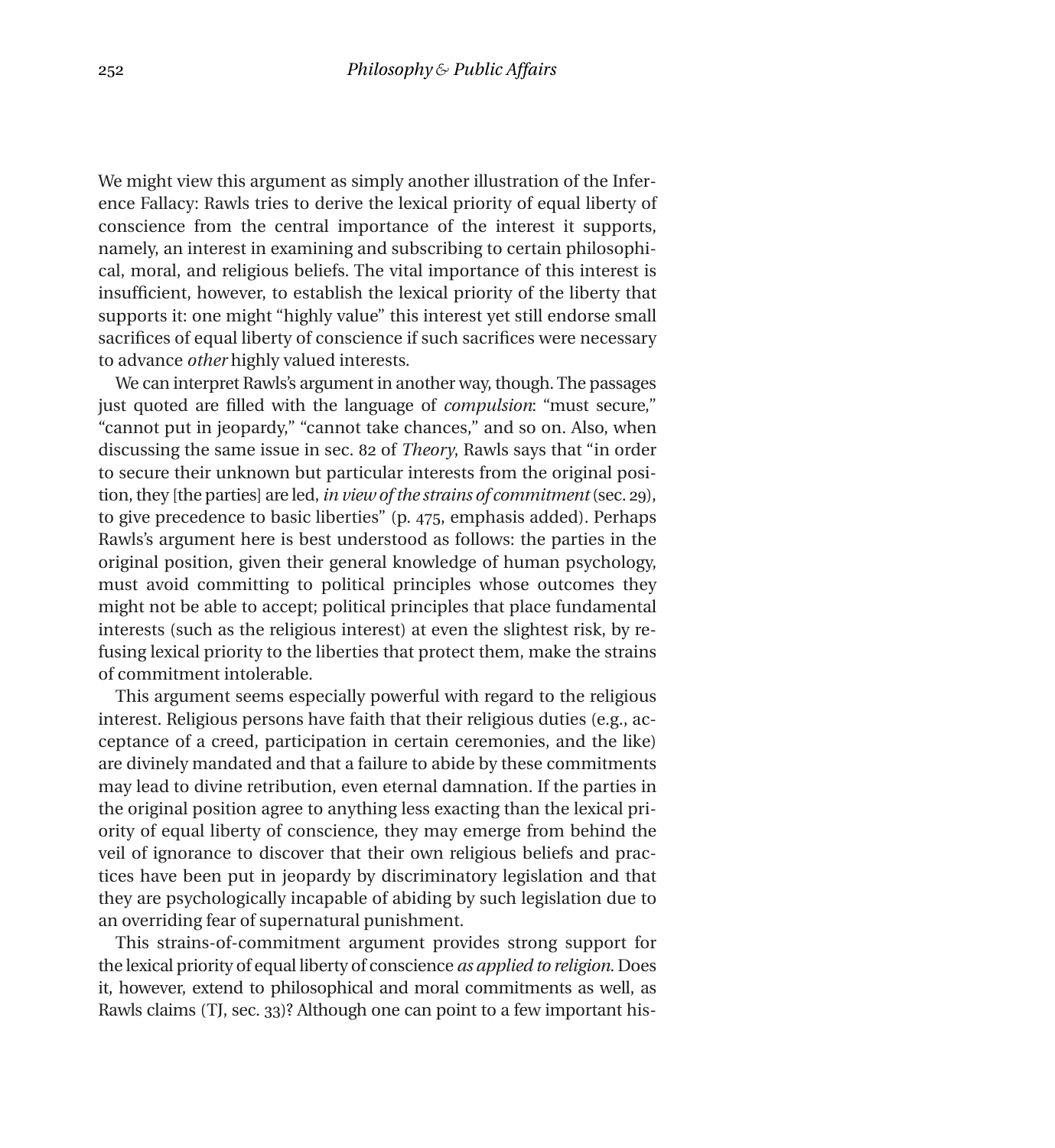We might view this argument as simply another illustration of the Inference Fallacy: Rawls tries to derive the lexical priority of equal liberty of conscience from the central importance of the interest it supports, namely, an interest in examining and subscribing to certain philosophical, moral, and religious beliefs. The vital importance of this interest is insufficient, however, to establish the lexical priority of the liberty that supports it: one might "highly value" this interest yet still endorse small sacrifices of equal liberty of conscience if such sacrifices were necessary to advance *other* highly valued interests.

We can interpret Rawls's argument in another way, though. The passages just quoted are filled with the language of *compulsion*: "must secure," "cannot put in jeopardy," "cannot take chances," and so on. Also, when discussing the same issue in sec. 82 of *Theory*, Rawls says that "in order to secure their unknown but particular interests from the original position, they [the parties] are led, *in view of the strains of commitment* (sec. 29), to give precedence to basic liberties" (p. 475, emphasis added). Perhaps Rawls's argument here is best understood as follows: the parties in the original position, given their general knowledge of human psychology, must avoid committing to political principles whose outcomes they might not be able to accept; political principles that place fundamental interests (such as the religious interest) at even the slightest risk, by refusing lexical priority to the liberties that protect them, make the strains of commitment intolerable.

This argument seems especially powerful with regard to the religious interest. Religious persons have faith that their religious duties (e.g., acceptance of a creed, participation in certain ceremonies, and the like) are divinely mandated and that a failure to abide by these commitments may lead to divine retribution, even eternal damnation. If the parties in the original position agree to anything less exacting than the lexical priority of equal liberty of conscience, they may emerge from behind the veil of ignorance to discover that their own religious beliefs and practices have been put in jeopardy by discriminatory legislation and that they are psychologically incapable of abiding by such legislation due to an overriding fear of supernatural punishment.

This strains-of-commitment argument provides strong support for the lexical priority of equal liberty of conscience *as applied to religion*. Does it, however, extend to philosophical and moral commitments as well, as Rawls claims (TJ, sec. 33)? Although one can point to a few important his-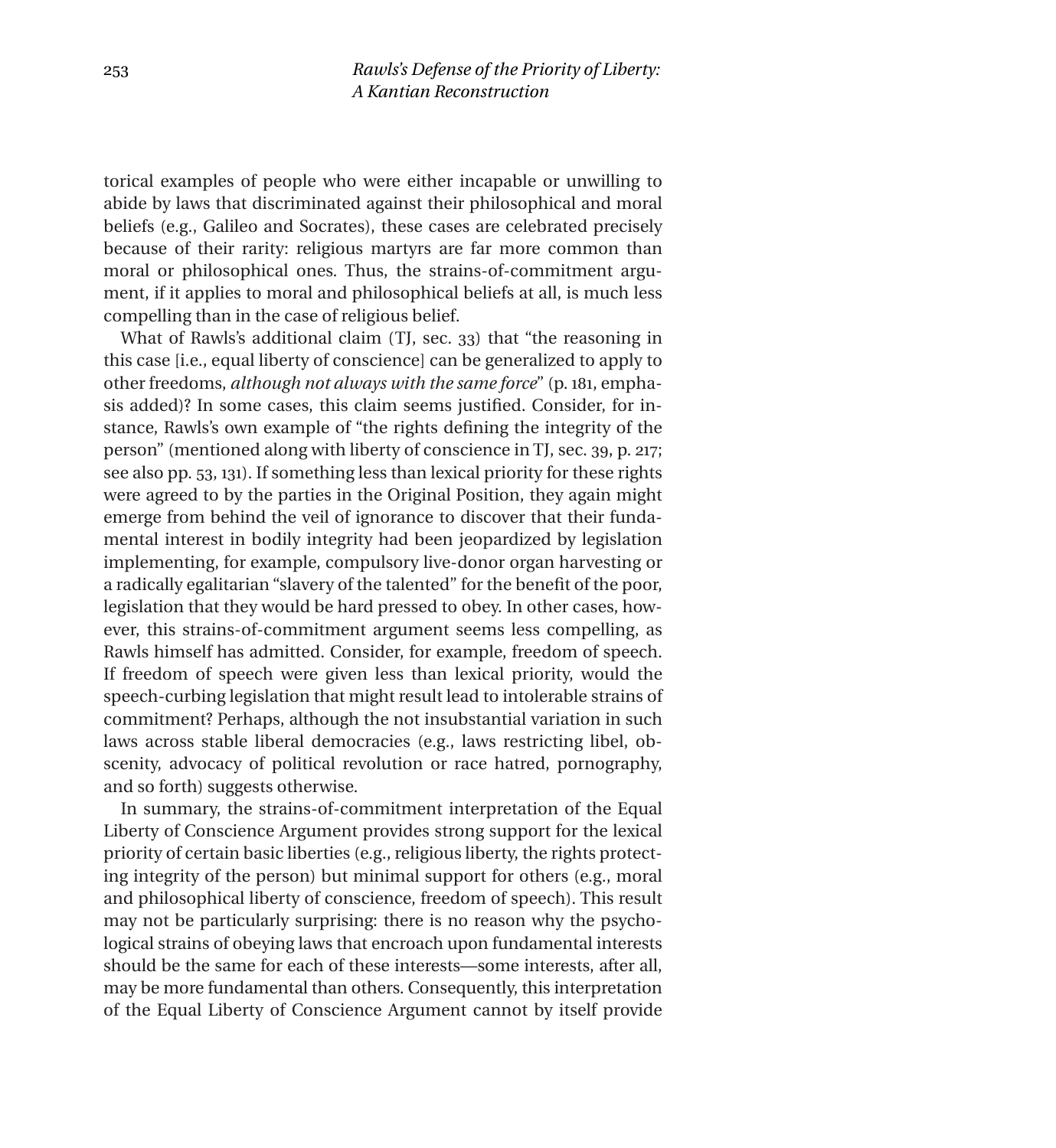torical examples of people who were either incapable or unwilling to abide by laws that discriminated against their philosophical and moral beliefs (e.g., Galileo and Socrates), these cases are celebrated precisely because of their rarity: religious martyrs are far more common than moral or philosophical ones. Thus, the strains-of-commitment argument, if it applies to moral and philosophical beliefs at all, is much less compelling than in the case of religious belief.

What of Rawls's additional claim (TJ, sec. 33) that "the reasoning in this case [i.e., equal liberty of conscience] can be generalized to apply to other freedoms, *although not always with the same force*" (p. 181, emphasis added)? In some cases, this claim seems justified. Consider, for instance, Rawls's own example of "the rights defining the integrity of the person" (mentioned along with liberty of conscience in TJ, sec. 39, p. 217; see also pp. 53, 131). If something less than lexical priority for these rights were agreed to by the parties in the Original Position, they again might emerge from behind the veil of ignorance to discover that their fundamental interest in bodily integrity had been jeopardized by legislation implementing, for example, compulsory live-donor organ harvesting or a radically egalitarian "slavery of the talented" for the benefit of the poor, legislation that they would be hard pressed to obey. In other cases, however, this strains-of-commitment argument seems less compelling, as Rawls himself has admitted. Consider, for example, freedom of speech. If freedom of speech were given less than lexical priority, would the speech-curbing legislation that might result lead to intolerable strains of commitment? Perhaps, although the not insubstantial variation in such laws across stable liberal democracies (e.g., laws restricting libel, obscenity, advocacy of political revolution or race hatred, pornography, and so forth) suggests otherwise.

In summary, the strains-of-commitment interpretation of the Equal Liberty of Conscience Argument provides strong support for the lexical priority of certain basic liberties (e.g., religious liberty, the rights protecting integrity of the person) but minimal support for others (e.g., moral and philosophical liberty of conscience, freedom of speech). This result may not be particularly surprising: there is no reason why the psychological strains of obeying laws that encroach upon fundamental interests should be the same for each of these interests—some interests, after all, may be more fundamental than others. Consequently, this interpretation of the Equal Liberty of Conscience Argument cannot by itself provide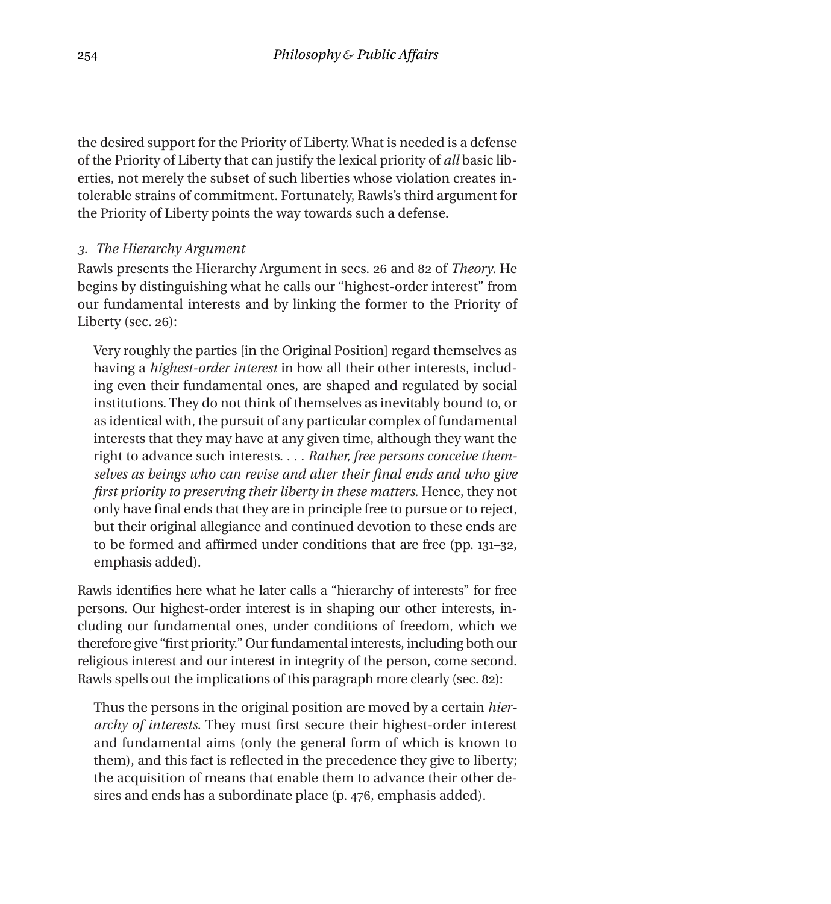the desired support for the Priority of Liberty. What is needed is a defense of the Priority of Liberty that can justify the lexical priority of *all* basic liberties, not merely the subset of such liberties whose violation creates intolerable strains of commitment. Fortunately, Rawls's third argument for the Priority of Liberty points the way towards such a defense.

### *3. The Hierarchy Argument*

Rawls presents the Hierarchy Argument in secs. 26 and 82 of *Theory*. He begins by distinguishing what he calls our "highest-order interest" from our fundamental interests and by linking the former to the Priority of Liberty (sec. 26):

> Very roughly the parties [in the Original Position] regard themselves as having a *highest-order interest* in how all their other interests, including even their fundamental ones, are shaped and regulated by social institutions. They do not think of themselves as inevitably bound to, or as identical with, the pursuit of any particular complex of fundamental interests that they may have at any given time, although they want the right to advance such interests. . . . *Rather, free persons conceive themselves as beings who can revise and alter their final ends and who give first priority to preserving their liberty in these matters.* Hence, they not only have final ends that they are in principle free to pursue or to reject, but their original allegiance and continued devotion to these ends are to be formed and affirmed under conditions that are free (pp. 131–32, emphasis added).

Rawls identifies here what he later calls a "hierarchy of interests" for free persons. Our highest-order interest is in shaping our other interests, including our fundamental ones, under conditions of freedom, which we therefore give "first priority." Our fundamental interests, including both our religious interest and our interest in integrity of the person, come second. Rawls spells out the implications of this paragraph more clearly (sec. 82):

> Thus the persons in the original position are moved by a certain *hierarchy of interests*. They must first secure their highest-order interest and fundamental aims (only the general form of which is known to them), and this fact is reflected in the precedence they give to liberty; the acquisition of means that enable them to advance their other desires and ends has a subordinate place (p. 476, emphasis added).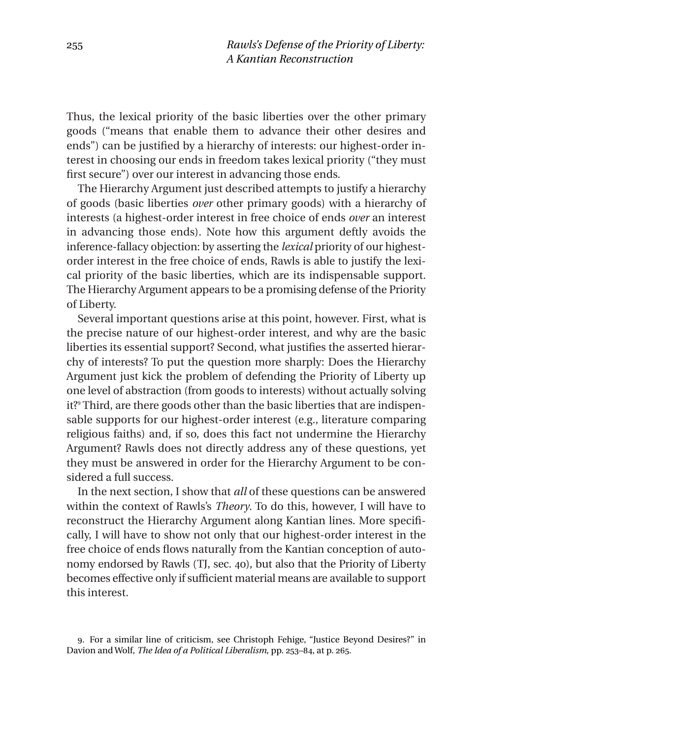Thus, the lexical priority of the basic liberties over the other primary goods ("means that enable them to advance their other desires and ends") can be justified by a hierarchy of interests: our highest-order interest in choosing our ends in freedom takes lexical priority ("they must first secure") over our interest in advancing those ends.

The Hierarchy Argument just described attempts to justify a hierarchy of goods (basic liberties *over* other primary goods) with a hierarchy of interests (a highest-order interest in free choice of ends *over* an interest in advancing those ends). Note how this argument deftly avoids the inference-fallacy objection: by asserting the *lexical* priority of our highest-order interest in the free choice of ends, Rawls is able to justify the lexical priority of the basic liberties, which are its indispensable support. The Hierarchy Argument appears to be a promising defense of the Priority of Liberty.

Several important questions arise at this point, however. First, what is the precise nature of our highest-order interest, and why are the basic liberties its essential support? Second, what justifies the asserted hierarchy of interests? To put the question more sharply: Does the Hierarchy Argument just kick the problem of defending the Priority of Liberty up one level of abstraction (from goods to interests) without actually solving it?[9] Third, are there goods other than the basic liberties that are indispensable supports for our highest-order interest (e.g., literature comparing religious faiths) and, if so, does this fact not undermine the Hierarchy Argument? Rawls does not directly address any of these questions, yet they must be answered in order for the Hierarchy Argument to be considered a full success.

In the next section, I show that *all* of these questions can be answered within the context of Rawls's *Theory*. To do this, however, I will have to reconstruct the Hierarchy Argument along Kantian lines. More specifically, I will have to show not only that our highest-order interest in the free choice of ends flows naturally from the Kantian conception of autonomy endorsed by Rawls (TJ, sec. 40), but also that the Priority of Liberty becomes effective only if sufficient material means are available to support this interest.

9. For a similar line of criticism, see Christoph Fehige, "Justice Beyond Desires?" in Davion and Wolf, *The Idea of a Political Liberalism*, pp. 253–84, at p. 265.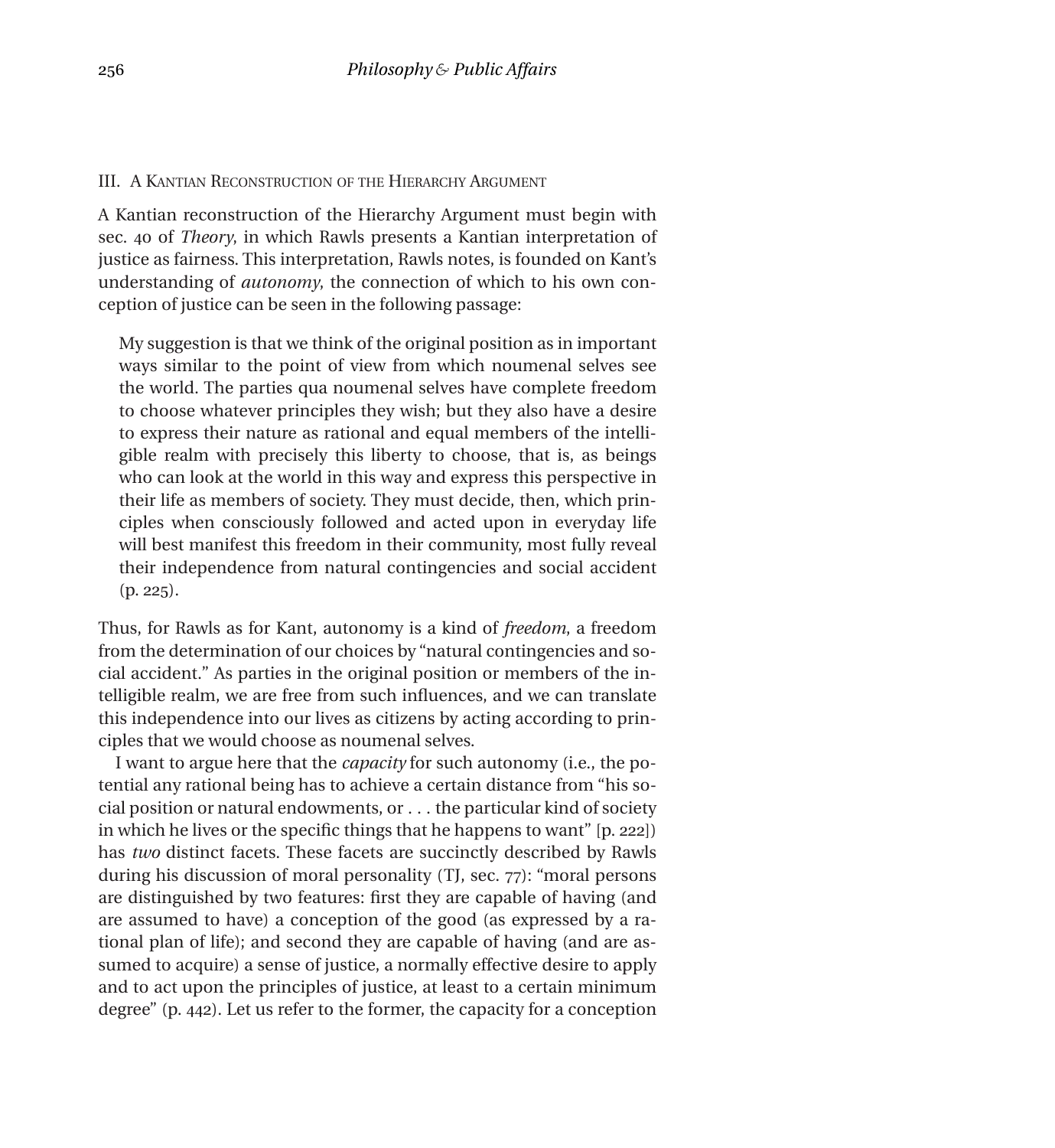## III. A Kantian Reconstruction of the Hierarchy Argument

A Kantian reconstruction of the Hierarchy Argument must begin with sec. 40 of *Theory*, in which Rawls presents a Kantian interpretation of justice as fairness. This interpretation, Rawls notes, is founded on Kant's understanding of *autonomy*, the connection of which to his own conception of justice can be seen in the following passage:

> My suggestion is that we think of the original position as in important ways similar to the point of view from which noumenal selves see the world. The parties qua noumenal selves have complete freedom to choose whatever principles they wish; but they also have a desire to express their nature as rational and equal members of the intelligible realm with precisely this liberty to choose, that is, as beings who can look at the world in this way and express this perspective in their life as members of society. They must decide, then, which principles when consciously followed and acted upon in everyday life will best manifest this freedom in their community, most fully reveal their independence from natural contingencies and social accident (p. 225).

Thus, for Rawls as for Kant, autonomy is a kind of *freedom*, a freedom from the determination of our choices by "natural contingencies and social accident." As parties in the original position or members of the intelligible realm, we are free from such influences, and we can translate this independence into our lives as citizens by acting according to principles that we would choose as noumenal selves.

I want to argue here that the *capacity* for such autonomy (i.e., the potential any rational being has to achieve a certain distance from "his social position or natural endowments, or . . . the particular kind of society in which he lives or the specific things that he happens to want" [p. 222]) has *two* distinct facets. These facets are succinctly described by Rawls during his discussion of moral personality (TJ, sec. 77): "moral persons are distinguished by two features: first they are capable of having (and are assumed to have) a conception of the good (as expressed by a rational plan of life); and second they are capable of having (and are assumed to acquire) a sense of justice, a normally effective desire to apply and to act upon the principles of justice, at least to a certain minimum degree" (p. 442). Let us refer to the former, the capacity for a conception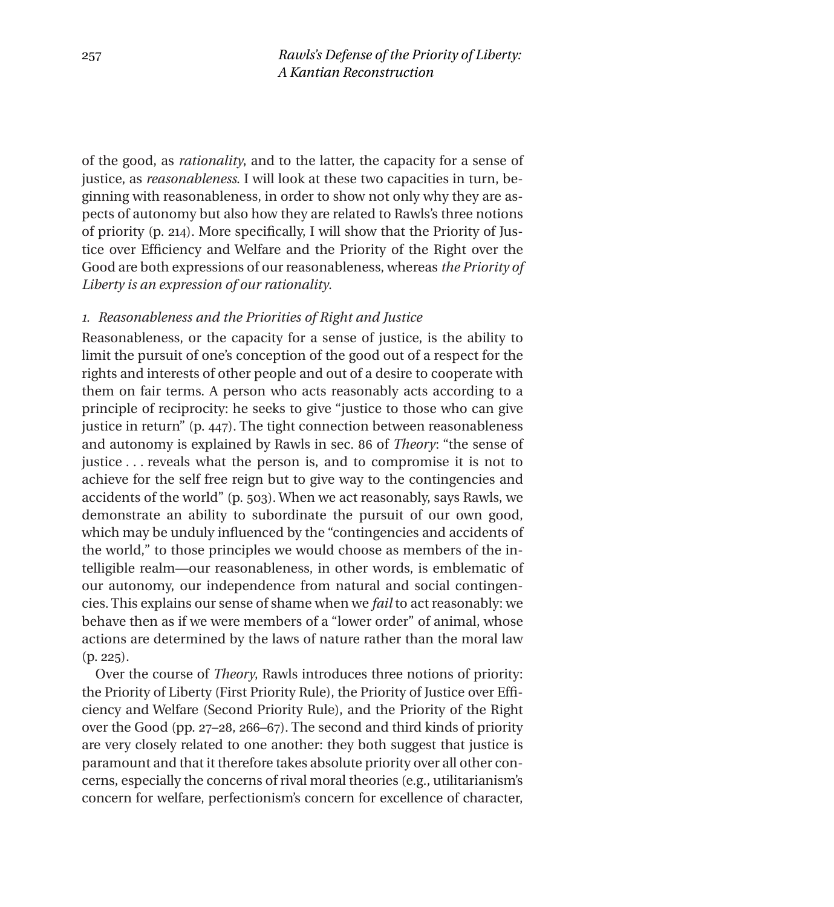of the good, as *rationality*, and to the latter, the capacity for a sense of justice, as *reasonableness*. I will look at these two capacities in turn, beginning with reasonableness, in order to show not only why they are aspects of autonomy but also how they are related to Rawls's three notions of priority (p. 214). More specifically, I will show that the Priority of Justice over Efficiency and Welfare and the Priority of the Right over the Good are both expressions of our reasonableness, whereas *the Priority of Liberty is an expression of our rationality*.

### *1. Reasonableness and the Priorities of Right and Justice*

Reasonableness, or the capacity for a sense of justice, is the ability to limit the pursuit of one's conception of the good out of a respect for the rights and interests of other people and out of a desire to cooperate with them on fair terms. A person who acts reasonably acts according to a principle of reciprocity: he seeks to give "justice to those who can give justice in return" (p. 447). The tight connection between reasonableness and autonomy is explained by Rawls in sec. 86 of *Theory*: "the sense of justice . . . reveals what the person is, and to compromise it is not to achieve for the self free reign but to give way to the contingencies and accidents of the world" (p. 503). When we act reasonably, says Rawls, we demonstrate an ability to subordinate the pursuit of our own good, which may be unduly influenced by the "contingencies and accidents of the world," to those principles we would choose as members of the intelligible realm—our reasonableness, in other words, is emblematic of our autonomy, our independence from natural and social contingencies. This explains our sense of shame when we *fail* to act reasonably: we behave then as if we were members of a "lower order" of animal, whose actions are determined by the laws of nature rather than the moral law (p. 225).

Over the course of *Theory*, Rawls introduces three notions of priority: the Priority of Liberty (First Priority Rule), the Priority of Justice over Efficiency and Welfare (Second Priority Rule), and the Priority of the Right over the Good (pp. 27–28, 266–67). The second and third kinds of priority are very closely related to one another: they both suggest that justice is paramount and that it therefore takes absolute priority over all other concerns, especially the concerns of rival moral theories (e.g., utilitarianism's concern for welfare, perfectionism's concern for excellence of character,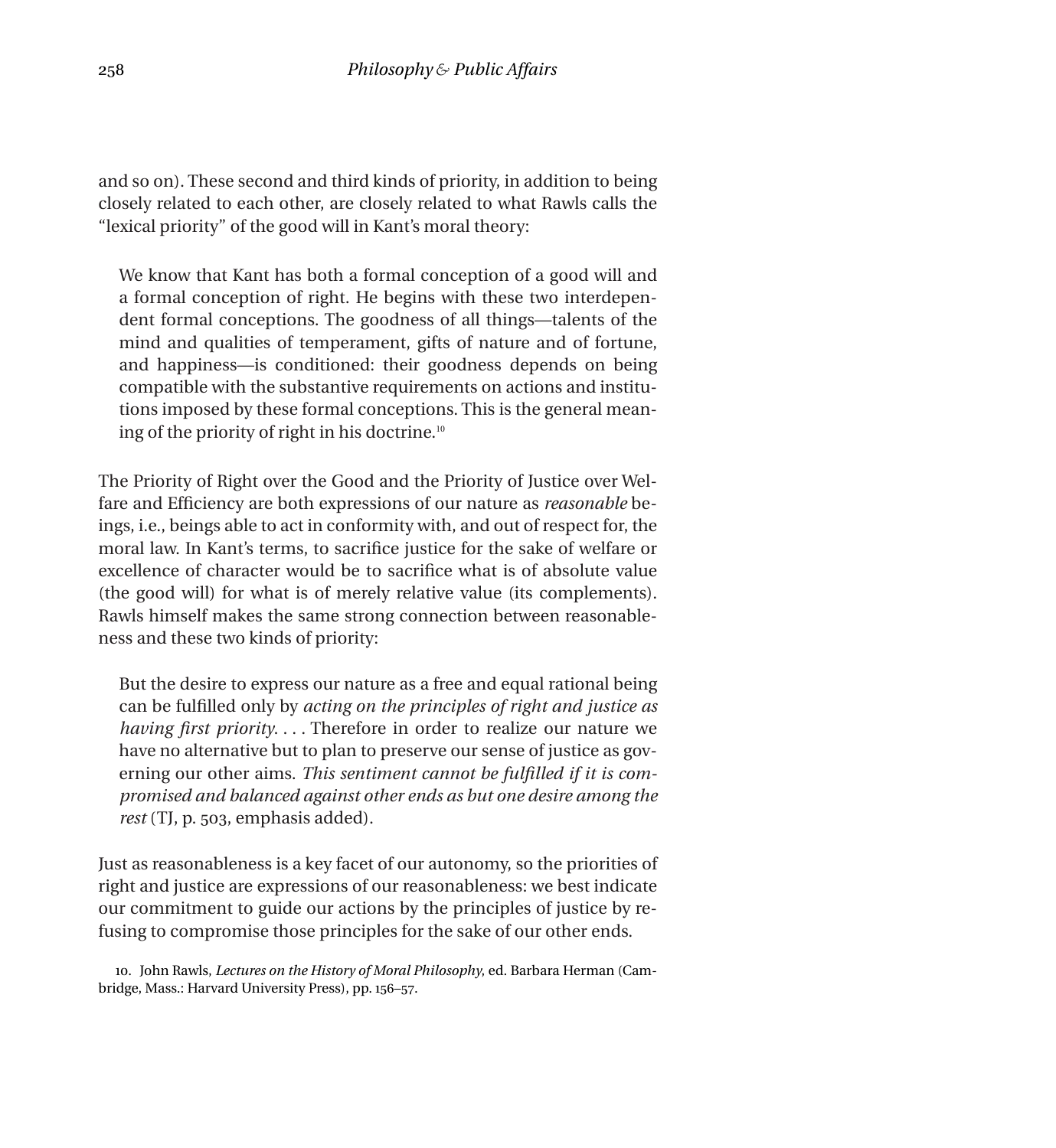and so on). These second and third kinds of priority, in addition to being closely related to each other, are closely related to what Rawls calls the "lexical priority" of the good will in Kant's moral theory:

> We know that Kant has both a formal conception of a good will and a formal conception of right. He begins with these two interdependent formal conceptions. The goodness of all things—talents of the mind and qualities of temperament, gifts of nature and of fortune, and happiness—is conditioned: their goodness depends on being compatible with the substantive requirements on actions and institutions imposed by these formal conceptions. This is the general meaning of the priority of right in his doctrine.[10]

The Priority of Right over the Good and the Priority of Justice over Welfare and Efficiency are both expressions of our nature as *reasonable* beings, i.e., beings able to act in conformity with, and out of respect for, the moral law. In Kant's terms, to sacrifice justice for the sake of welfare or excellence of character would be to sacrifice what is of absolute value (the good will) for what is of merely relative value (its complements). Rawls himself makes the same strong connection between reasonableness and these two kinds of priority:

> But the desire to express our nature as a free and equal rational being can be fulfilled only by *acting on the principles of right and justice as having first priority*. . . . Therefore in order to realize our nature we have no alternative but to plan to preserve our sense of justice as governing our other aims. *This sentiment cannot be fulfilled if it is compromised and balanced against other ends as but one desire among the rest* (TJ, p. 503, emphasis added).

Just as reasonableness is a key facet of our autonomy, so the priorities of right and justice are expressions of our reasonableness: we best indicate our commitment to guide our actions by the principles of justice by refusing to compromise those principles for the sake of our other ends.

10. John Rawls, *Lectures on the History of Moral Philosophy*, ed. Barbara Herman (Cambridge, Mass.: Harvard University Press), pp. 156–57.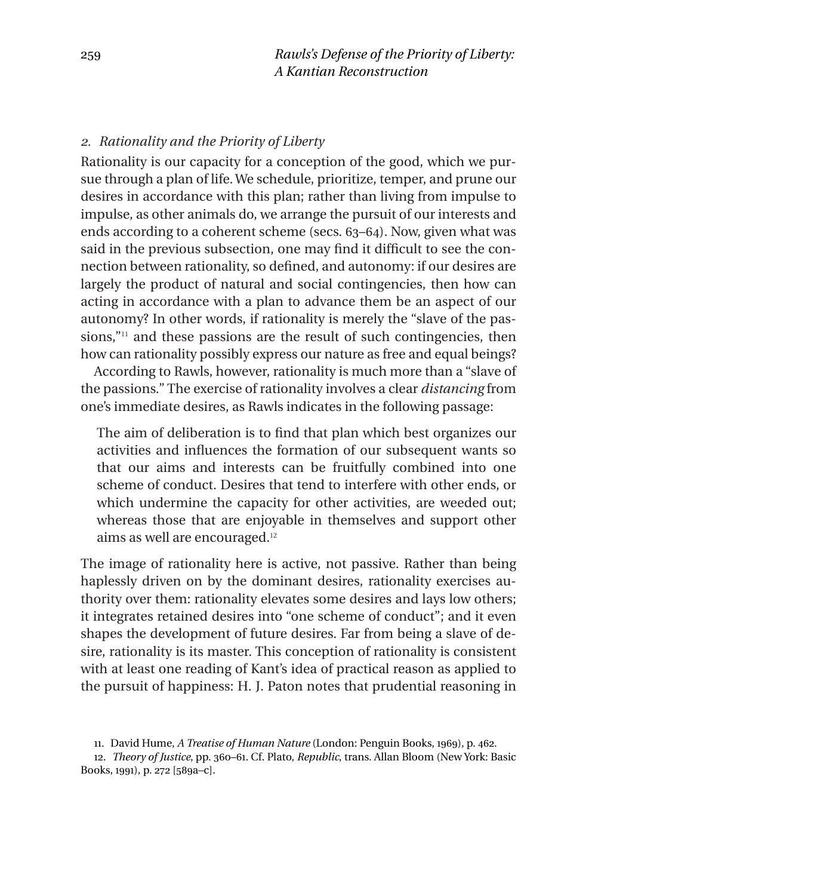### 2. *Rationality and the Priority of Liberty*

Rationality is our capacity for a conception of the good, which we pursue through a plan of life. We schedule, prioritize, temper, and prune our desires in accordance with this plan; rather than living from impulse to impulse, as other animals do, we arrange the pursuit of our interests and ends according to a coherent scheme (secs. 63–64). Now, given what was said in the previous subsection, one may find it difficult to see the connection between rationality, so defined, and autonomy: if our desires are largely the product of natural and social contingencies, then how can acting in accordance with a plan to advance them be an aspect of our autonomy? In other words, if rationality is merely the "slave of the passions,"[11] and these passions are the result of such contingencies, then how can rationality possibly express our nature as free and equal beings?

According to Rawls, however, rationality is much more than a "slave of the passions." The exercise of rationality involves a clear *distancing* from one's immediate desires, as Rawls indicates in the following passage:

> The aim of deliberation is to find that plan which best organizes our activities and influences the formation of our subsequent wants so that our aims and interests can be fruitfully combined into one scheme of conduct. Desires that tend to interfere with other ends, or which undermine the capacity for other activities, are weeded out; whereas those that are enjoyable in themselves and support other aims as well are encouraged.[12]

The image of rationality here is active, not passive. Rather than being haplessly driven on by the dominant desires, rationality exercises authority over them: rationality elevates some desires and lays low others; it integrates retained desires into "one scheme of conduct"; and it even shapes the development of future desires. Far from being a slave of desire, rationality is its master. This conception of rationality is consistent with at least one reading of Kant's idea of practical reason as applied to the pursuit of happiness: H. J. Paton notes that prudential reasoning in

11. David Hume, *A Treatise of Human Nature* (London: Penguin Books, 1969), p. 462.

12. *Theory of Justice*, pp. 360–61. Cf. Plato, *Republic*, trans. Allan Bloom (New York: Basic Books, 1991), p. 272 [589a–c].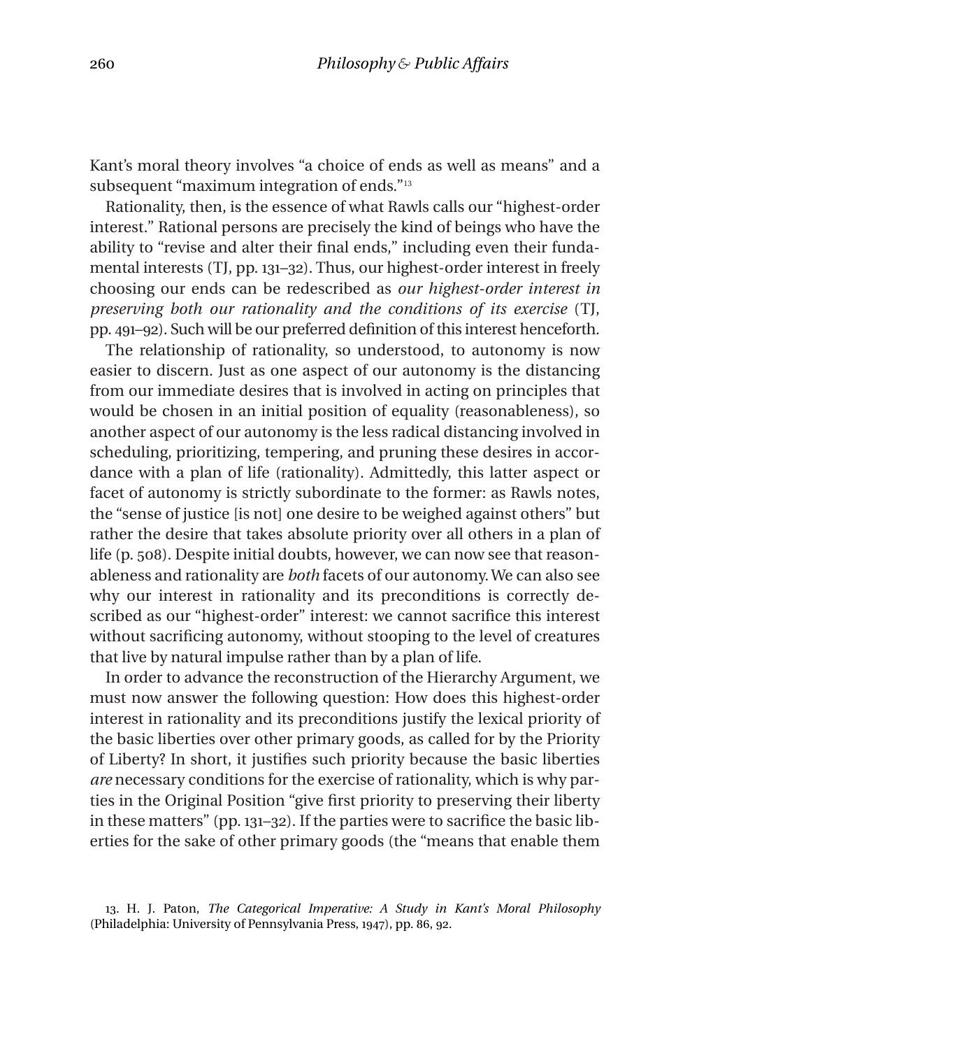Kant's moral theory involves "a choice of ends as well as means" and a subsequent "maximum integration of ends."[13]

Rationality, then, is the essence of what Rawls calls our "highest-order interest." Rational persons are precisely the kind of beings who have the ability to "revise and alter their final ends," including even their fundamental interests (TJ, pp. 131–32). Thus, our highest-order interest in freely choosing our ends can be redescribed as *our highest-order interest in preserving both our rationality and the conditions of its exercise* (TJ, pp. 491–92). Such will be our preferred definition of this interest henceforth.

The relationship of rationality, so understood, to autonomy is now easier to discern. Just as one aspect of our autonomy is the distancing from our immediate desires that is involved in acting on principles that would be chosen in an initial position of equality (reasonableness), so another aspect of our autonomy is the less radical distancing involved in scheduling, prioritizing, tempering, and pruning these desires in accordance with a plan of life (rationality). Admittedly, this latter aspect or facet of autonomy is strictly subordinate to the former: as Rawls notes, the "sense of justice [is not] one desire to be weighed against others" but rather the desire that takes absolute priority over all others in a plan of life (p. 508). Despite initial doubts, however, we can now see that reasonableness and rationality are *both* facets of our autonomy. We can also see why our interest in rationality and its preconditions is correctly described as our "highest-order" interest: we cannot sacrifice this interest without sacrificing autonomy, without stooping to the level of creatures that live by natural impulse rather than by a plan of life.

In order to advance the reconstruction of the Hierarchy Argument, we must now answer the following question: How does this highest-order interest in rationality and its preconditions justify the lexical priority of the basic liberties over other primary goods, as called for by the Priority of Liberty? In short, it justifies such priority because the basic liberties *are* necessary conditions for the exercise of rationality, which is why parties in the Original Position "give first priority to preserving their liberty in these matters" (pp. 131–32). If the parties were to sacrifice the basic liberties for the sake of other primary goods (the "means that enable them

13. H. J. Paton, *The Categorical Imperative: A Study in Kant's Moral Philosophy* (Philadelphia: University of Pennsylvania Press, 1947), pp. 86, 92.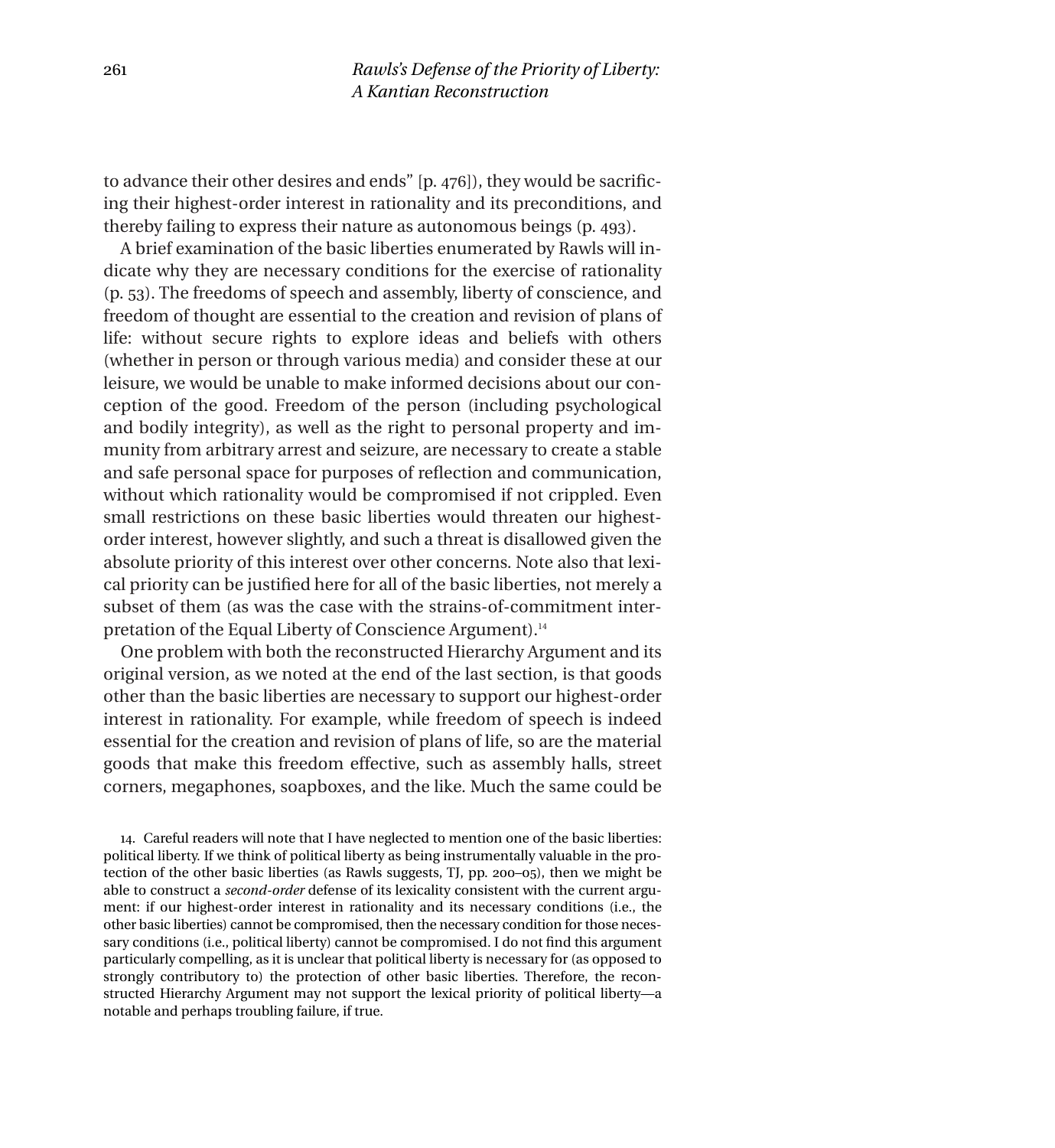to advance their other desires and ends" [p. 476]), they would be sacrificing their highest-order interest in rationality and its preconditions, and thereby failing to express their nature as autonomous beings (p. 493).

A brief examination of the basic liberties enumerated by Rawls will indicate why they are necessary conditions for the exercise of rationality (p. 53). The freedoms of speech and assembly, liberty of conscience, and freedom of thought are essential to the creation and revision of plans of life: without secure rights to explore ideas and beliefs with others (whether in person or through various media) and consider these at our leisure, we would be unable to make informed decisions about our conception of the good. Freedom of the person (including psychological and bodily integrity), as well as the right to personal property and immunity from arbitrary arrest and seizure, are necessary to create a stable and safe personal space for purposes of reflection and communication, without which rationality would be compromised if not crippled. Even small restrictions on these basic liberties would threaten our highest-order interest, however slightly, and such a threat is disallowed given the absolute priority of this interest over other concerns. Note also that lexical priority can be justified here for all of the basic liberties, not merely a subset of them (as was the case with the strains-of-commitment interpretation of the Equal Liberty of Conscience Argument).[14]

One problem with both the reconstructed Hierarchy Argument and its original version, as we noted at the end of the last section, is that goods other than the basic liberties are necessary to support our highest-order interest in rationality. For example, while freedom of speech is indeed essential for the creation and revision of plans of life, so are the material goods that make this freedom effective, such as assembly halls, street corners, megaphones, soapboxes, and the like. Much the same could be

14. Careful readers will note that I have neglected to mention one of the basic liberties: political liberty. If we think of political liberty as being instrumentally valuable in the protection of the other basic liberties (as Rawls suggests, TJ, pp. 200–05), then we might be able to construct a *second-order* defense of its lexicality consistent with the current argument: if our highest-order interest in rationality and its necessary conditions (i.e., the other basic liberties) cannot be compromised, then the necessary condition for those necessary conditions (i.e., political liberty) cannot be compromised. I do not find this argument particularly compelling, as it is unclear that political liberty is necessary for (as opposed to strongly contributory to) the protection of other basic liberties. Therefore, the reconstructed Hierarchy Argument may not support the lexical priority of political liberty—a notable and perhaps troubling failure, if true.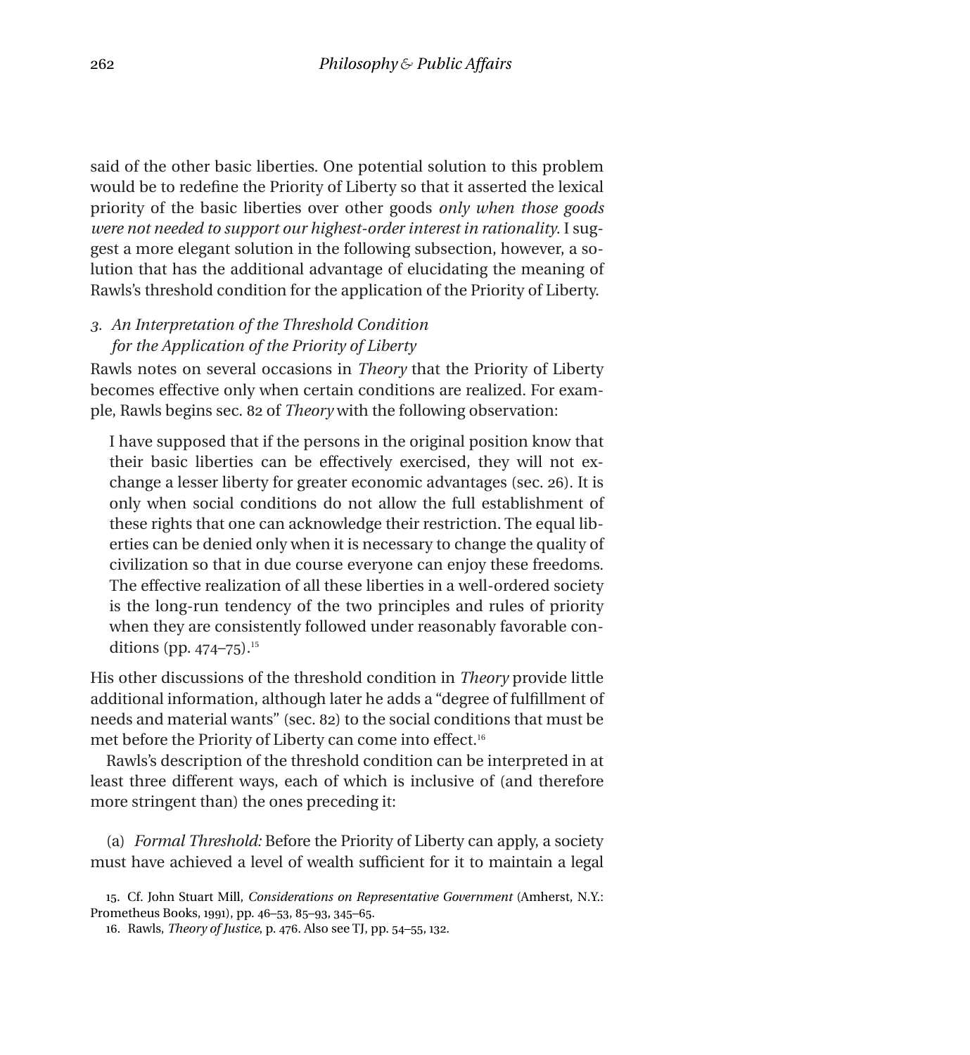said of the other basic liberties. One potential solution to this problem would be to redefine the Priority of Liberty so that it asserted the lexical priority of the basic liberties over other goods *only when those goods were not needed to support our highest-order interest in rationality*. I suggest a more elegant solution in the following subsection, however, a solution that has the additional advantage of elucidating the meaning of Rawls's threshold condition for the application of the Priority of Liberty.

### 3. *An Interpretation of the Threshold Condition for the Application of the Priority of Liberty*

Rawls notes on several occasions in *Theory* that the Priority of Liberty becomes effective only when certain conditions are realized. For example, Rawls begins sec. 82 of *Theory* with the following observation:

> I have supposed that if the persons in the original position know that their basic liberties can be effectively exercised, they will not exchange a lesser liberty for greater economic advantages (sec. 26). It is only when social conditions do not allow the full establishment of these rights that one can acknowledge their restriction. The equal liberties can be denied only when it is necessary to change the quality of civilization so that in due course everyone can enjoy these freedoms. The effective realization of all these liberties in a well-ordered society is the long-run tendency of the two principles and rules of priority when they are consistently followed under reasonably favorable conditions (pp. 474–75).[15]

His other discussions of the threshold condition in *Theory* provide little additional information, although later he adds a "degree of fulfillment of needs and material wants" (sec. 82) to the social conditions that must be met before the Priority of Liberty can come into effect.[16]

Rawls's description of the threshold condition can be interpreted in at least three different ways, each of which is inclusive of (and therefore more stringent than) the ones preceding it:

(a) *Formal Threshold:* Before the Priority of Liberty can apply, a society must have achieved a level of wealth sufficient for it to maintain a legal

15. Cf. John Stuart Mill, *Considerations on Representative Government* (Amherst, N.Y.: Prometheus Books, 1991), pp. 46–53, 85–93, 345–65.

16. Rawls, *Theory of Justice*, p. 476. Also see TJ, pp. 54–55, 132.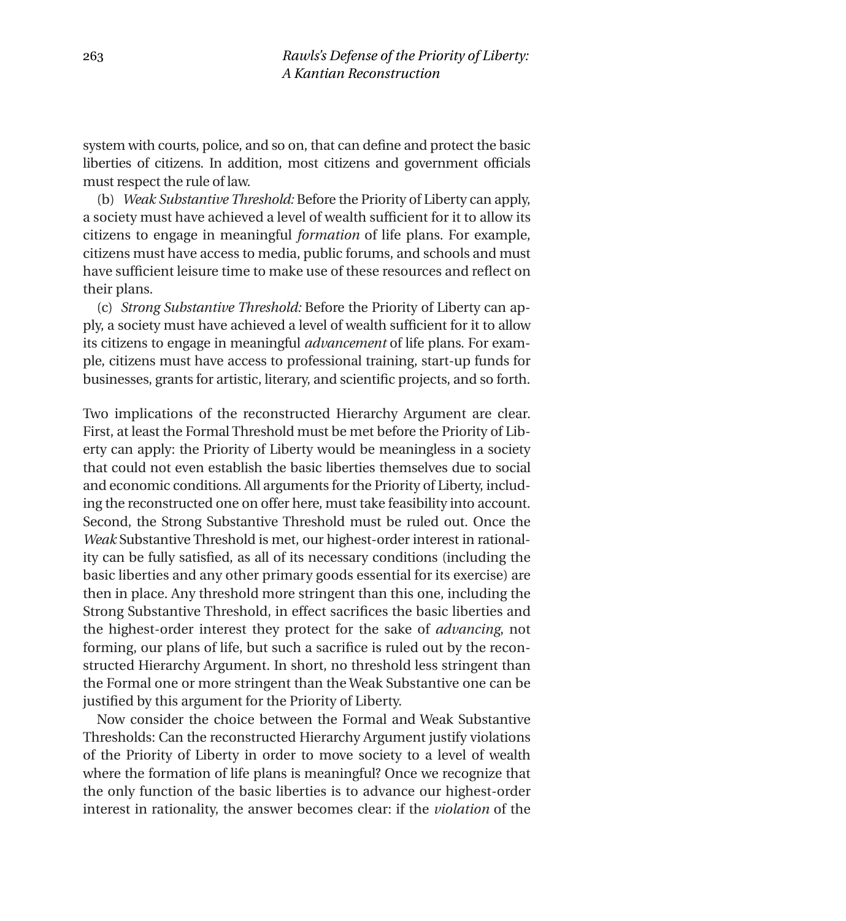system with courts, police, and so on, that can define and protect the basic liberties of citizens. In addition, most citizens and government officials must respect the rule of law.

(b) *Weak Substantive Threshold:* Before the Priority of Liberty can apply, a society must have achieved a level of wealth sufficient for it to allow its citizens to engage in meaningful *formation* of life plans. For example, citizens must have access to media, public forums, and schools and must have sufficient leisure time to make use of these resources and reflect on their plans.

(c) *Strong Substantive Threshold:* Before the Priority of Liberty can apply, a society must have achieved a level of wealth sufficient for it to allow its citizens to engage in meaningful *advancement* of life plans. For example, citizens must have access to professional training, start-up funds for businesses, grants for artistic, literary, and scientific projects, and so forth.

Two implications of the reconstructed Hierarchy Argument are clear. First, at least the Formal Threshold must be met before the Priority of Liberty can apply: the Priority of Liberty would be meaningless in a society that could not even establish the basic liberties themselves due to social and economic conditions. All arguments for the Priority of Liberty, including the reconstructed one on offer here, must take feasibility into account. Second, the Strong Substantive Threshold must be ruled out. Once the *Weak* Substantive Threshold is met, our highest-order interest in rationality can be fully satisfied, as all of its necessary conditions (including the basic liberties and any other primary goods essential for its exercise) are then in place. Any threshold more stringent than this one, including the Strong Substantive Threshold, in effect sacrifices the basic liberties and the highest-order interest they protect for the sake of *advancing*, not forming, our plans of life, but such a sacrifice is ruled out by the reconstructed Hierarchy Argument. In short, no threshold less stringent than the Formal one or more stringent than the Weak Substantive one can be justified by this argument for the Priority of Liberty.

Now consider the choice between the Formal and Weak Substantive Thresholds: Can the reconstructed Hierarchy Argument justify violations of the Priority of Liberty in order to move society to a level of wealth where the formation of life plans is meaningful? Once we recognize that the only function of the basic liberties is to advance our highest-order interest in rationality, the answer becomes clear: if the *violation* of the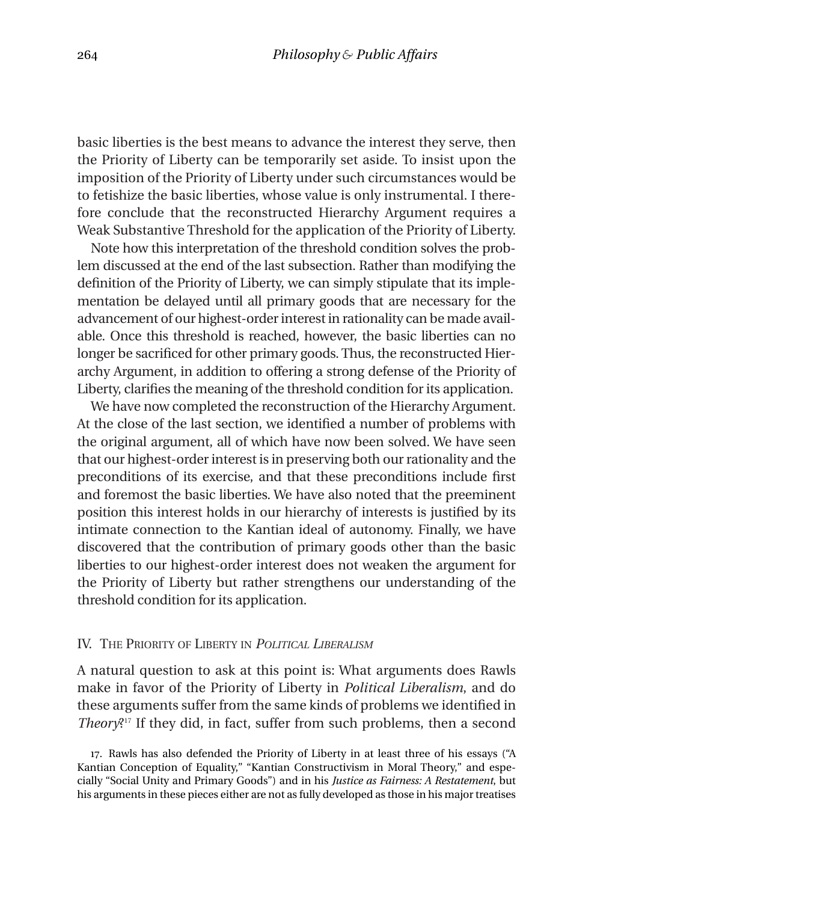basic liberties is the best means to advance the interest they serve, then the Priority of Liberty can be temporarily set aside. To insist upon the imposition of the Priority of Liberty under such circumstances would be to fetishize the basic liberties, whose value is only instrumental. I therefore conclude that the reconstructed Hierarchy Argument requires a Weak Substantive Threshold for the application of the Priority of Liberty.

Note how this interpretation of the threshold condition solves the problem discussed at the end of the last subsection. Rather than modifying the definition of the Priority of Liberty, we can simply stipulate that its implementation be delayed until all primary goods that are necessary for the advancement of our highest-order interest in rationality can be made available. Once this threshold is reached, however, the basic liberties can no longer be sacrificed for other primary goods. Thus, the reconstructed Hierarchy Argument, in addition to offering a strong defense of the Priority of Liberty, clarifies the meaning of the threshold condition for its application.

We have now completed the reconstruction of the Hierarchy Argument. At the close of the last section, we identified a number of problems with the original argument, all of which have now been solved. We have seen that our highest-order interest is in preserving both our rationality and the preconditions of its exercise, and that these preconditions include first and foremost the basic liberties. We have also noted that the preeminent position this interest holds in our hierarchy of interests is justified by its intimate connection to the Kantian ideal of autonomy. Finally, we have discovered that the contribution of primary goods other than the basic liberties to our highest-order interest does not weaken the argument for the Priority of Liberty but rather strengthens our understanding of the threshold condition for its application.

## IV. The Priority of Liberty in *Political Liberalism*

A natural question to ask at this point is: What arguments does Rawls make in favor of the Priority of Liberty in *Political Liberalism*, and do these arguments suffer from the same kinds of problems we identified in *Theory*?[17] If they did, in fact, suffer from such problems, then a second

17. Rawls has also defended the Priority of Liberty in at least three of his essays ("A Kantian Conception of Equality," "Kantian Constructivism in Moral Theory," and especially "Social Unity and Primary Goods") and in his *Justice as Fairness: A Restatement*, but his arguments in these pieces either are not as fully developed as those in his major treatises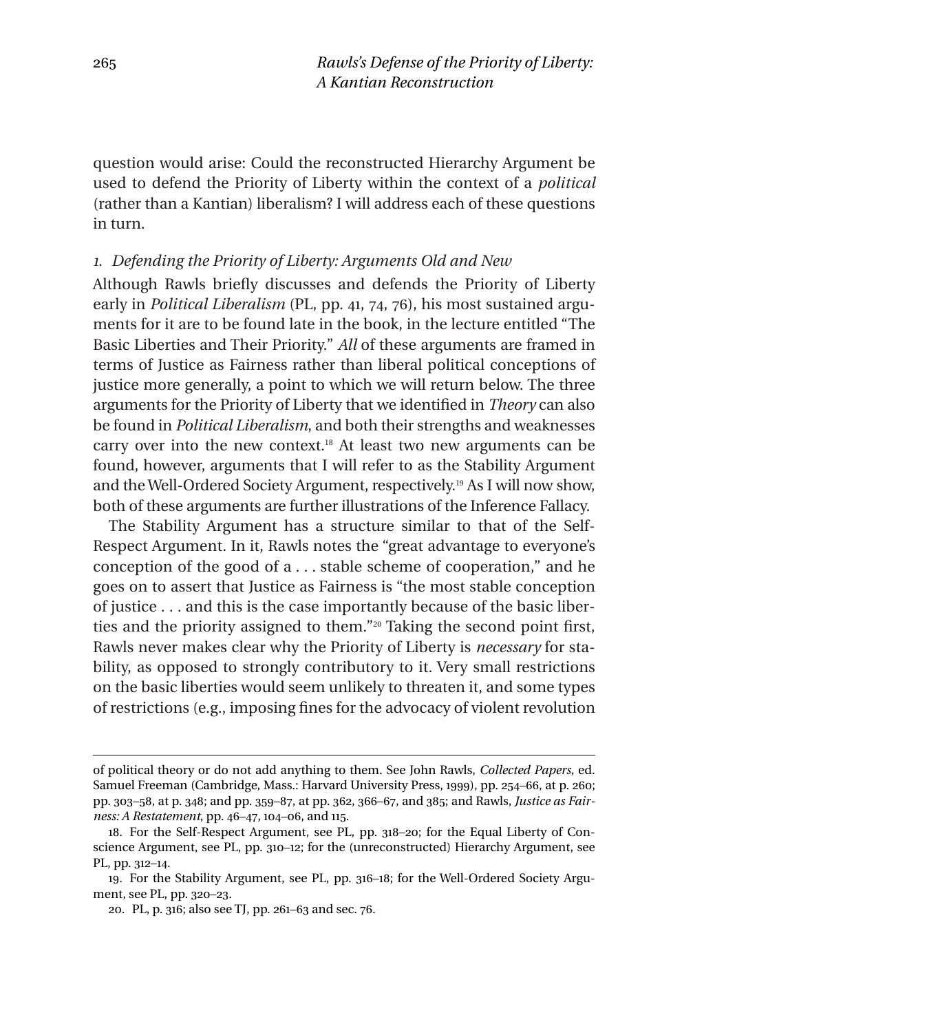question would arise: Could the reconstructed Hierarchy Argument be used to defend the Priority of Liberty within the context of a *political* (rather than a Kantian) liberalism? I will address each of these questions in turn.

### *1. Defending the Priority of Liberty: Arguments Old and New*

Although Rawls briefly discusses and defends the Priority of Liberty early in *Political Liberalism* (PL, pp. 41, 74, 76), his most sustained arguments for it are to be found late in the book, in the lecture entitled "The Basic Liberties and Their Priority." *All* of these arguments are framed in terms of Justice as Fairness rather than liberal political conceptions of justice more generally, a point to which we will return below. The three arguments for the Priority of Liberty that we identified in *Theory* can also be found in *Political Liberalism*, and both their strengths and weaknesses carry over into the new context.[18] At least two new arguments can be found, however, arguments that I will refer to as the Stability Argument and the Well-Ordered Society Argument, respectively.[19] As I will now show, both of these arguments are further illustrations of the Inference Fallacy.

The Stability Argument has a structure similar to that of the Self-Respect Argument. In it, Rawls notes the "great advantage to everyone's conception of the good of a . . . stable scheme of cooperation," and he goes on to assert that Justice as Fairness is "the most stable conception of justice . . . and this is the case importantly because of the basic liberties and the priority assigned to them."[20] Taking the second point first, Rawls never makes clear why the Priority of Liberty is *necessary* for stability, as opposed to strongly contributory to it. Very small restrictions on the basic liberties would seem unlikely to threaten it, and some types of restrictions (e.g., imposing fines for the advocacy of violent revolution

---

of political theory or do not add anything to them. See John Rawls, *Collected Papers*, ed. Samuel Freeman (Cambridge, Mass.: Harvard University Press, 1999), pp. 254–66, at p. 260; pp. 303–58, at p. 348; and pp. 359–87, at pp. 362, 366–67, and 385; and Rawls, *Justice as Fairness: A Restatement*, pp. 46–47, 104–06, and 115.

18. For the Self-Respect Argument, see PL, pp. 318–20; for the Equal Liberty of Conscience Argument, see PL, pp. 310–12; for the (unreconstructed) Hierarchy Argument, see PL, pp. 312–14.

19. For the Stability Argument, see PL, pp. 316–18; for the Well-Ordered Society Argument, see PL, pp. 320–23.

20. PL, p. 316; also see TJ, pp. 261–63 and sec. 76.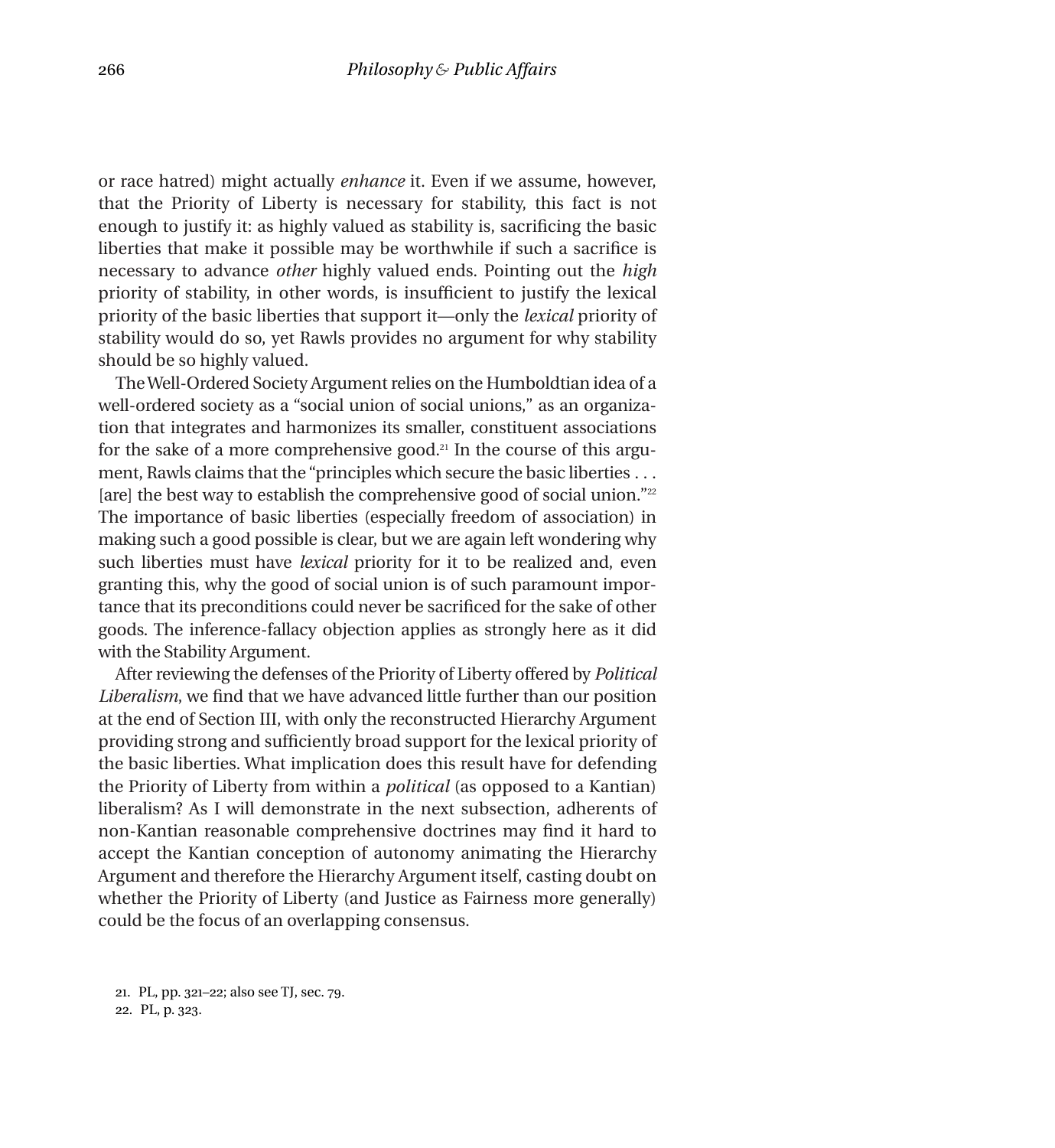or race hatred) might actually *enhance* it. Even if we assume, however, that the Priority of Liberty is necessary for stability, this fact is not enough to justify it: as highly valued as stability is, sacrificing the basic liberties that make it possible may be worthwhile if such a sacrifice is necessary to advance *other* highly valued ends. Pointing out the *high* priority of stability, in other words, is insufficient to justify the lexical priority of the basic liberties that support it—only the *lexical* priority of stability would do so, yet Rawls provides no argument for why stability should be so highly valued.

The Well-Ordered Society Argument relies on the Humboldtian idea of a well-ordered society as a "social union of social unions," as an organization that integrates and harmonizes its smaller, constituent associations for the sake of a more comprehensive good.[21] In the course of this argument, Rawls claims that the "principles which secure the basic liberties . . . [are] the best way to establish the comprehensive good of social union."[22] The importance of basic liberties (especially freedom of association) in making such a good possible is clear, but we are again left wondering why such liberties must have *lexical* priority for it to be realized and, even granting this, why the good of social union is of such paramount importance that its preconditions could never be sacrificed for the sake of other goods. The inference-fallacy objection applies as strongly here as it did with the Stability Argument.

After reviewing the defenses of the Priority of Liberty offered by *Political Liberalism*, we find that we have advanced little further than our position at the end of Section III, with only the reconstructed Hierarchy Argument providing strong and sufficiently broad support for the lexical priority of the basic liberties. What implication does this result have for defending the Priority of Liberty from within a *political* (as opposed to a Kantian) liberalism? As I will demonstrate in the next subsection, adherents of non-Kantian reasonable comprehensive doctrines may find it hard to accept the Kantian conception of autonomy animating the Hierarchy Argument and therefore the Hierarchy Argument itself, casting doubt on whether the Priority of Liberty (and Justice as Fairness more generally) could be the focus of an overlapping consensus.

21. PL, pp. 321–22; also see TJ, sec. 79.

22. PL, p. 323.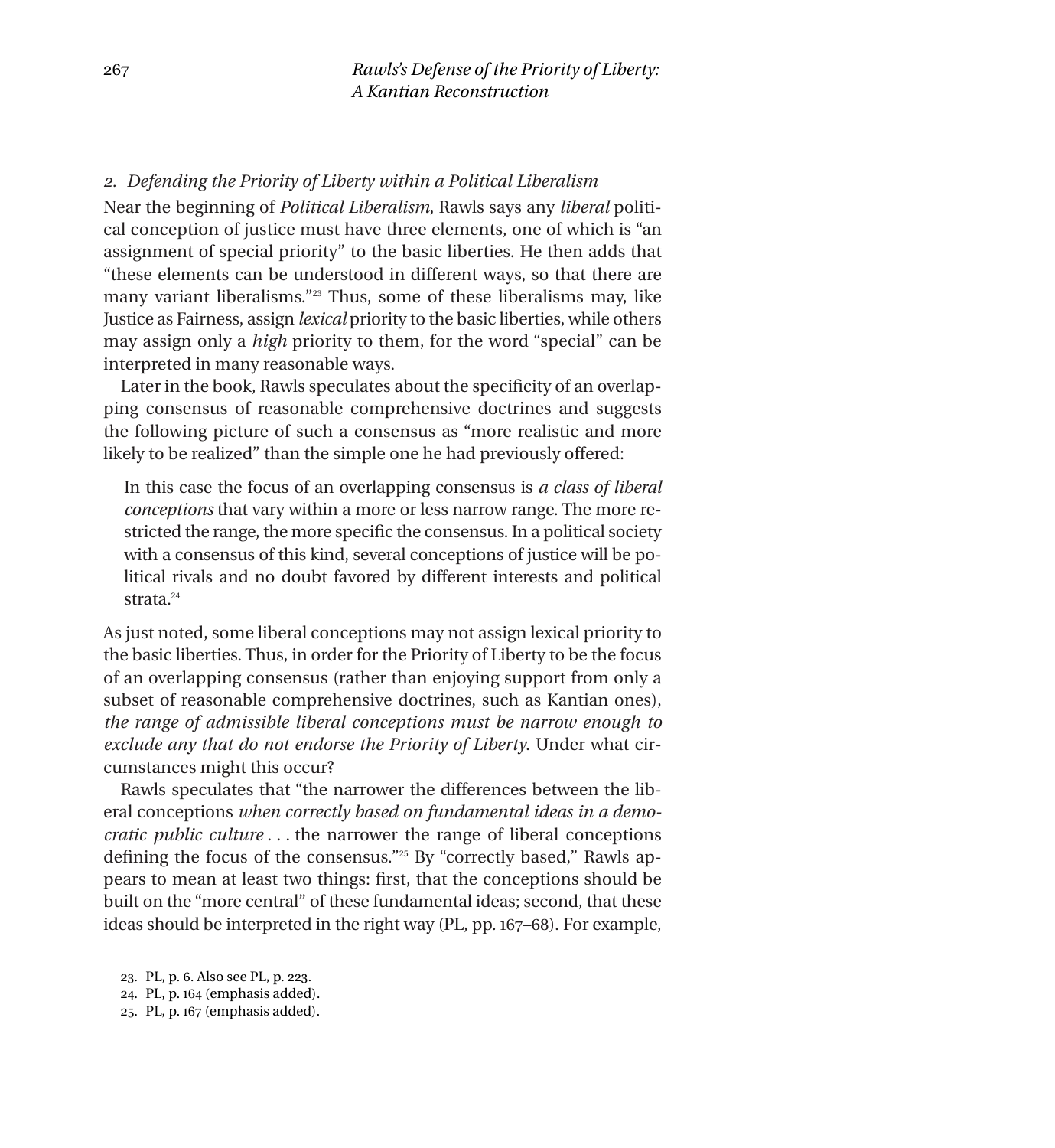### *2. Defending the Priority of Liberty within a Political Liberalism*

Near the beginning of *Political Liberalism*, Rawls says any *liberal* political conception of justice must have three elements, one of which is "an assignment of special priority" to the basic liberties. He then adds that "these elements can be understood in different ways, so that there are many variant liberalisms."[23] Thus, some of these liberalisms may, like Justice as Fairness, assign *lexical* priority to the basic liberties, while others may assign only a *high* priority to them, for the word "special" can be interpreted in many reasonable ways.

Later in the book, Rawls speculates about the specificity of an overlapping consensus of reasonable comprehensive doctrines and suggests the following picture of such a consensus as "more realistic and more likely to be realized" than the simple one he had previously offered:

> In this case the focus of an overlapping consensus is *a class of liberal conceptions* that vary within a more or less narrow range. The more restricted the range, the more specific the consensus. In a political society with a consensus of this kind, several conceptions of justice will be political rivals and no doubt favored by different interests and political strata.[24]

As just noted, some liberal conceptions may not assign lexical priority to the basic liberties. Thus, in order for the Priority of Liberty to be the focus of an overlapping consensus (rather than enjoying support from only a subset of reasonable comprehensive doctrines, such as Kantian ones), *the range of admissible liberal conceptions must be narrow enough to exclude any that do not endorse the Priority of Liberty*. Under what circumstances might this occur?

Rawls speculates that "the narrower the differences between the liberal conceptions *when correctly based on fundamental ideas in a democratic public culture* . . . the narrower the range of liberal conceptions defining the focus of the consensus."[25] By "correctly based," Rawls appears to mean at least two things: first, that the conceptions should be built on the "more central" of these fundamental ideas; second, that these ideas should be interpreted in the right way (PL, pp. 167–68). For example,

23. PL, p. 6. Also see PL, p. 223.
24. PL, p. 164 (emphasis added).
25. PL, p. 167 (emphasis added).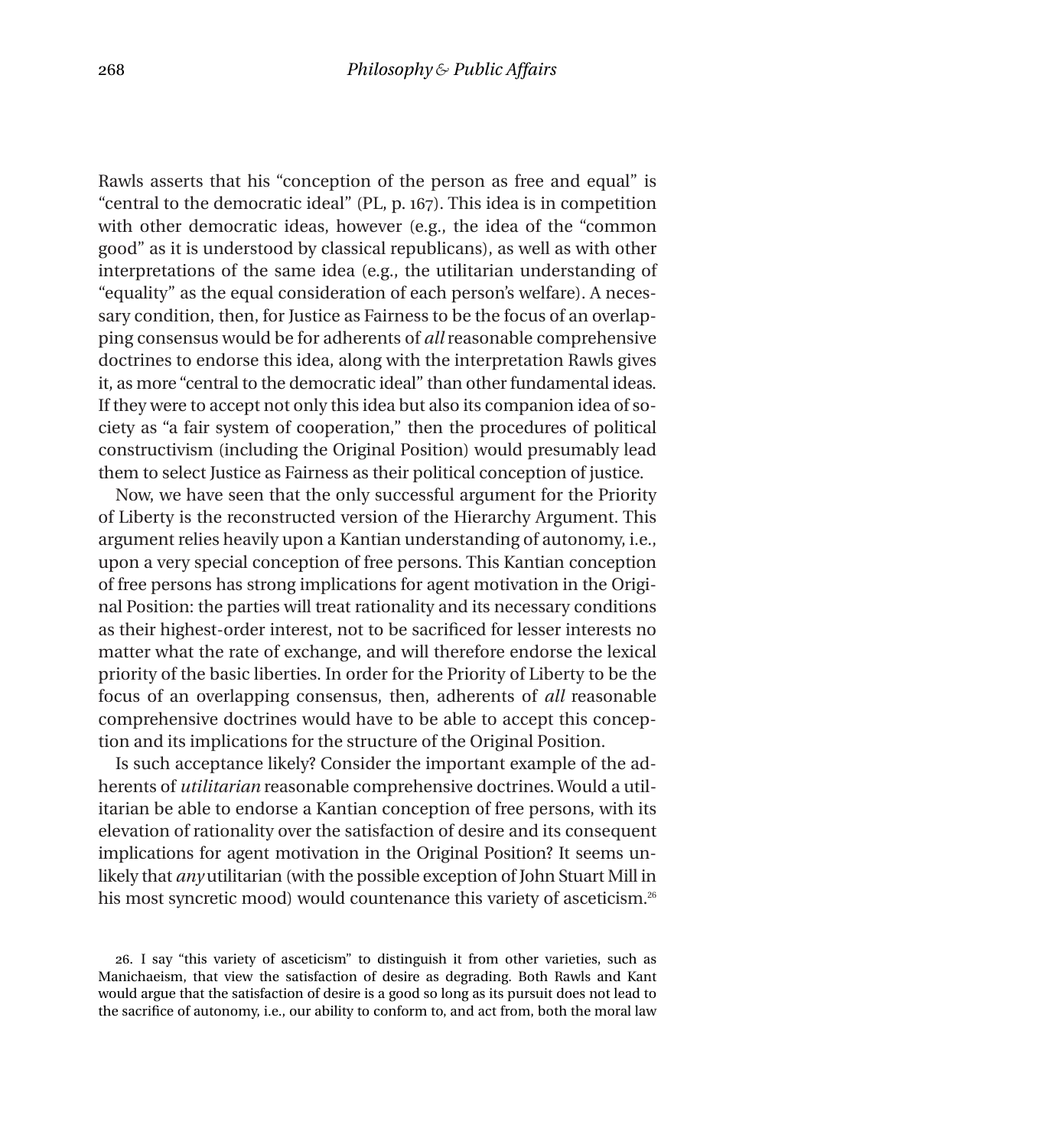Rawls asserts that his "conception of the person as free and equal" is "central to the democratic ideal" (PL, p. 167). This idea is in competition with other democratic ideas, however (e.g., the idea of the "common good" as it is understood by classical republicans), as well as with other interpretations of the same idea (e.g., the utilitarian understanding of "equality" as the equal consideration of each person's welfare). A necessary condition, then, for Justice as Fairness to be the focus of an overlapping consensus would be for adherents of *all* reasonable comprehensive doctrines to endorse this idea, along with the interpretation Rawls gives it, as more "central to the democratic ideal" than other fundamental ideas. If they were to accept not only this idea but also its companion idea of society as "a fair system of cooperation," then the procedures of political constructivism (including the Original Position) would presumably lead them to select Justice as Fairness as their political conception of justice.

Now, we have seen that the only successful argument for the Priority of Liberty is the reconstructed version of the Hierarchy Argument. This argument relies heavily upon a Kantian understanding of autonomy, i.e., upon a very special conception of free persons. This Kantian conception of free persons has strong implications for agent motivation in the Original Position: the parties will treat rationality and its necessary conditions as their highest-order interest, not to be sacrificed for lesser interests no matter what the rate of exchange, and will therefore endorse the lexical priority of the basic liberties. In order for the Priority of Liberty to be the focus of an overlapping consensus, then, adherents of *all* reasonable comprehensive doctrines would have to be able to accept this conception and its implications for the structure of the Original Position.

Is such acceptance likely? Consider the important example of the adherents of *utilitarian* reasonable comprehensive doctrines. Would a utilitarian be able to endorse a Kantian conception of free persons, with its elevation of rationality over the satisfaction of desire and its consequent implications for agent motivation in the Original Position? It seems unlikely that *any* utilitarian (with the possible exception of John Stuart Mill in his most syncretic mood) would countenance this variety of asceticism.[26]

26. I say "this variety of asceticism" to distinguish it from other varieties, such as Manichaeism, that view the satisfaction of desire as degrading. Both Rawls and Kant would argue that the satisfaction of desire is a good so long as its pursuit does not lead to the sacrifice of autonomy, i.e., our ability to conform to, and act from, both the moral law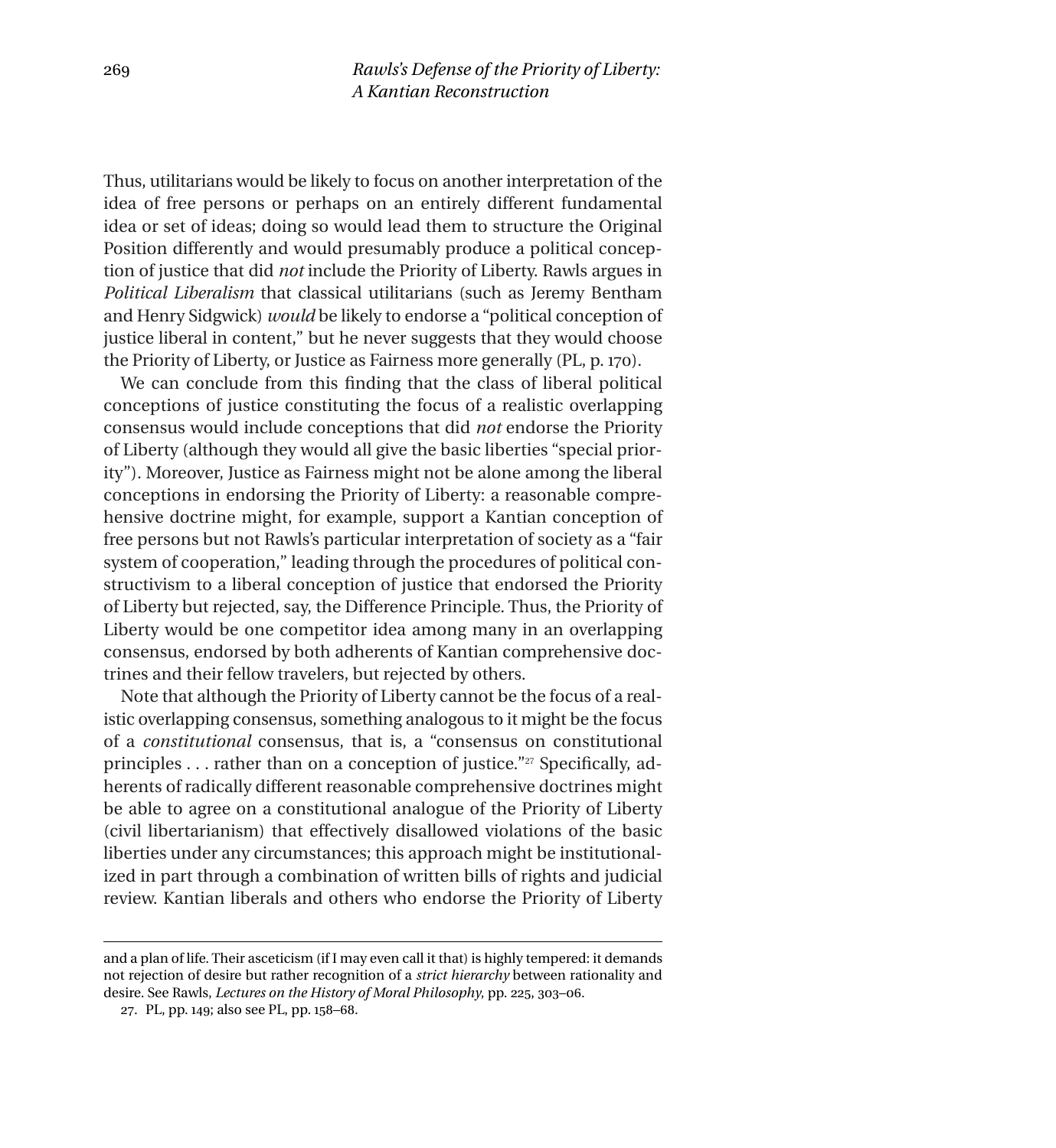Thus, utilitarians would be likely to focus on another interpretation of the idea of free persons or perhaps on an entirely different fundamental idea or set of ideas; doing so would lead them to structure the Original Position differently and would presumably produce a political conception of justice that did *not* include the Priority of Liberty. Rawls argues in *Political Liberalism* that classical utilitarians (such as Jeremy Bentham and Henry Sidgwick) *would* be likely to endorse a "political conception of justice liberal in content," but he never suggests that they would choose the Priority of Liberty, or Justice as Fairness more generally (PL, p. 170).

We can conclude from this finding that the class of liberal political conceptions of justice constituting the focus of a realistic overlapping consensus would include conceptions that did *not* endorse the Priority of Liberty (although they would all give the basic liberties "special priority"). Moreover, Justice as Fairness might not be alone among the liberal conceptions in endorsing the Priority of Liberty: a reasonable comprehensive doctrine might, for example, support a Kantian conception of free persons but not Rawls's particular interpretation of society as a "fair system of cooperation," leading through the procedures of political constructivism to a liberal conception of justice that endorsed the Priority of Liberty but rejected, say, the Difference Principle. Thus, the Priority of Liberty would be one competitor idea among many in an overlapping consensus, endorsed by both adherents of Kantian comprehensive doctrines and their fellow travelers, but rejected by others.

Note that although the Priority of Liberty cannot be the focus of a realistic overlapping consensus, something analogous to it might be the focus of a *constitutional* consensus, that is, a "consensus on constitutional principles . . . rather than on a conception of justice."[27] Specifically, adherents of radically different reasonable comprehensive doctrines might be able to agree on a constitutional analogue of the Priority of Liberty (civil libertarianism) that effectively disallowed violations of the basic liberties under any circumstances; this approach might be institutionalized in part through a combination of written bills of rights and judicial review. Kantian liberals and others who endorse the Priority of Liberty

---

and a plan of life. Their asceticism (if I may even call it that) is highly tempered: it demands not rejection of desire but rather recognition of a *strict hierarchy* between rationality and desire. See Rawls, *Lectures on the History of Moral Philosophy*, pp. 225, 303–06.

27. PL, pp. 149; also see PL, pp. 158–68.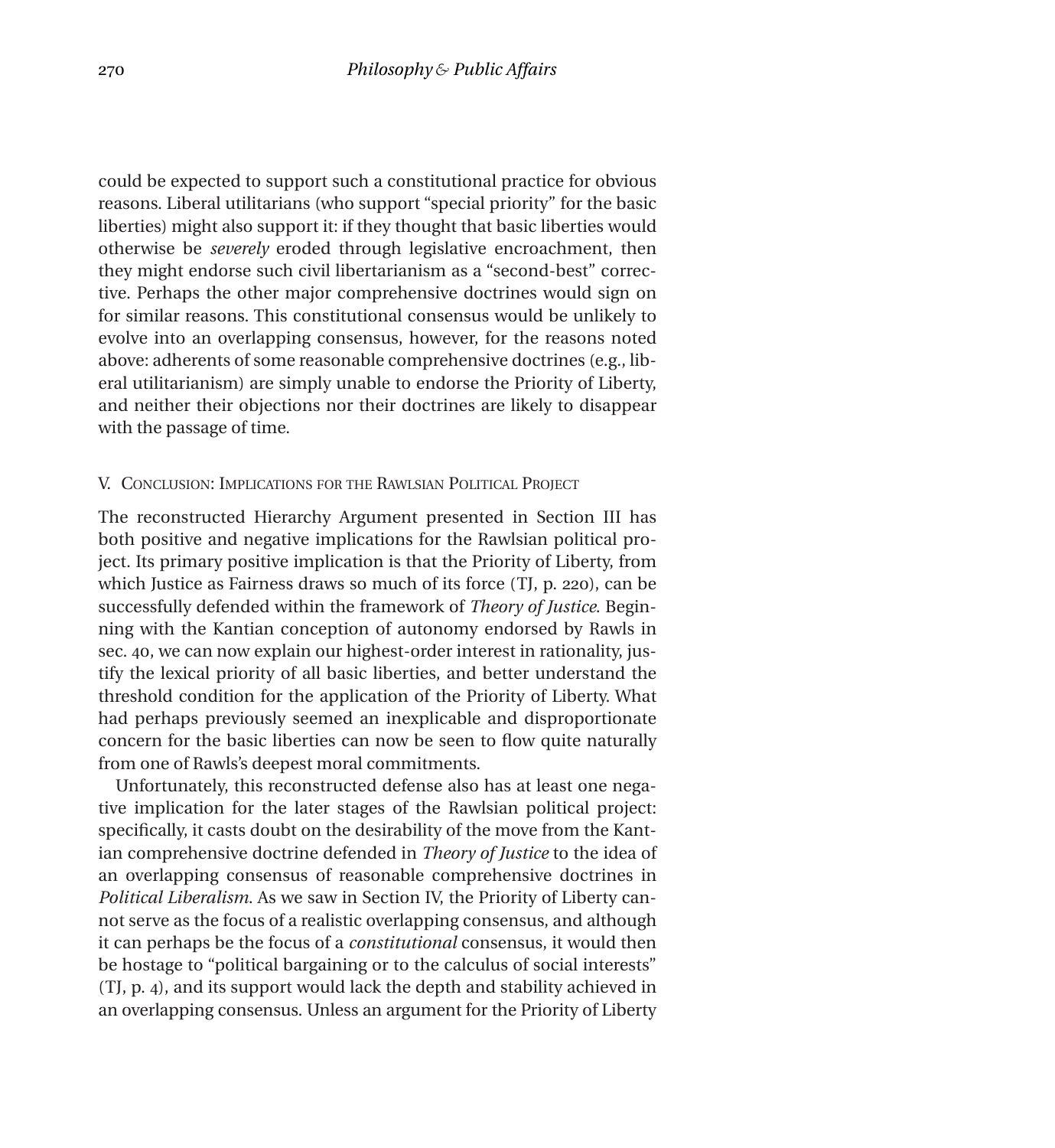could be expected to support such a constitutional practice for obvious reasons. Liberal utilitarians (who support "special priority" for the basic liberties) might also support it: if they thought that basic liberties would otherwise be *severely* eroded through legislative encroachment, then they might endorse such civil libertarianism as a "second-best" corrective. Perhaps the other major comprehensive doctrines would sign on for similar reasons. This constitutional consensus would be unlikely to evolve into an overlapping consensus, however, for the reasons noted above: adherents of some reasonable comprehensive doctrines (e.g., liberal utilitarianism) are simply unable to endorse the Priority of Liberty, and neither their objections nor their doctrines are likely to disappear with the passage of time.

## V. Conclusion: Implications for the Rawlsian Political Project

The reconstructed Hierarchy Argument presented in Section III has both positive and negative implications for the Rawlsian political project. Its primary positive implication is that the Priority of Liberty, from which Justice as Fairness draws so much of its force (TJ, p. 220), can be successfully defended within the framework of *Theory of Justice*. Beginning with the Kantian conception of autonomy endorsed by Rawls in sec. 40, we can now explain our highest-order interest in rationality, justify the lexical priority of all basic liberties, and better understand the threshold condition for the application of the Priority of Liberty. What had perhaps previously seemed an inexplicable and disproportionate concern for the basic liberties can now be seen to flow quite naturally from one of Rawls's deepest moral commitments.

Unfortunately, this reconstructed defense also has at least one negative implication for the later stages of the Rawlsian political project: specifically, it casts doubt on the desirability of the move from the Kantian comprehensive doctrine defended in *Theory of Justice* to the idea of an overlapping consensus of reasonable comprehensive doctrines in *Political Liberalism*. As we saw in Section IV, the Priority of Liberty cannot serve as the focus of a realistic overlapping consensus, and although it can perhaps be the focus of a *constitutional* consensus, it would then be hostage to "political bargaining or to the calculus of social interests" (TJ, p. 4), and its support would lack the depth and stability achieved in an overlapping consensus. Unless an argument for the Priority of Liberty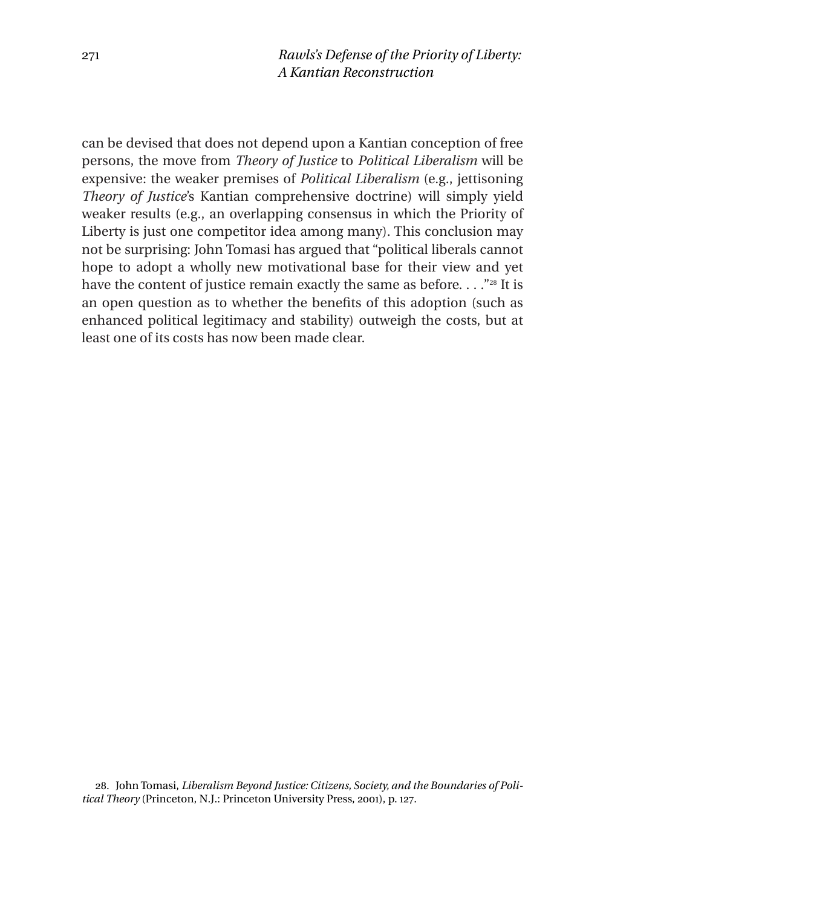can be devised that does not depend upon a Kantian conception of free persons, the move from *Theory of Justice* to *Political Liberalism* will be expensive: the weaker premises of *Political Liberalism* (e.g., jettisoning *Theory of Justice*'s Kantian comprehensive doctrine) will simply yield weaker results (e.g., an overlapping consensus in which the Priority of Liberty is just one competitor idea among many). This conclusion may not be surprising: John Tomasi has argued that "political liberals cannot hope to adopt a wholly new motivational base for their view and yet have the content of justice remain exactly the same as before. . . ."[28] It is an open question as to whether the benefits of this adoption (such as enhanced political legitimacy and stability) outweigh the costs, but at least one of its costs has now been made clear.

28. John Tomasi, *Liberalism Beyond Justice: Citizens, Society, and the Boundaries of Political Theory* (Princeton, N.J.: Princeton University Press, 2001), p. 127.